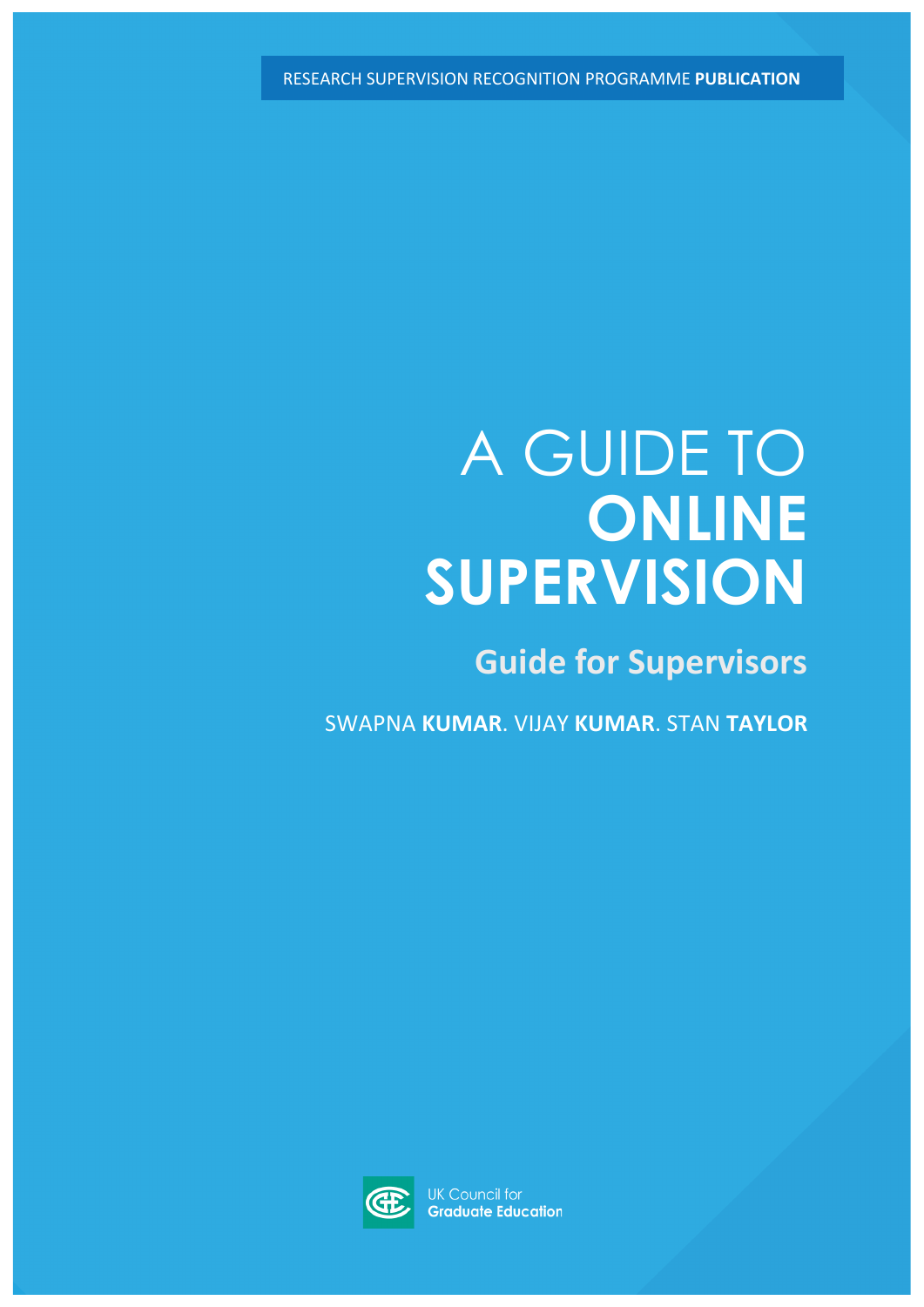RESEARCH SUPERVISION RECOGNITION PROGRAMME **PUBLICATION**

# A GUIDE TO **ONLINE SUPERVISION**

## Guide for Supervisors

SWAPNA **KUMAR**. VIJAY **KUMAR**. STAN **TAYLOR**

UK Council for **Graduate Education**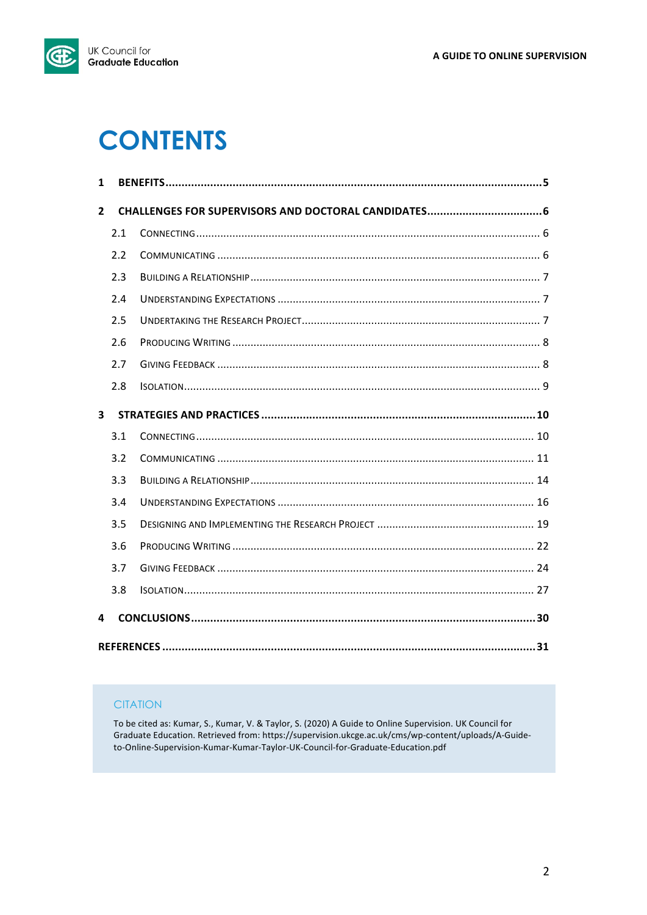# CONTENTS

| | | |
|---|---|---|
| **1** | **BENEFITS** | **5** |
| **2** | **CHALLENGES FOR SUPERVISORS AND DOCTORAL CANDIDATES** | **6** |
| 2.1 | Connecting | 6 |
| 2.2 | Communicating | 6 |
| 2.3 | Building a Relationship | 7 |
| 2.4 | Understanding Expectations | 7 |
| 2.5 | Undertaking the Research Project | 7 |
| 2.6 | Producing Writing | 8 |
| 2.7 | Giving Feedback | 8 |
| 2.8 | Isolation | 9 |
| **3** | **STRATEGIES AND PRACTICES** | **10** |
| 3.1 | Connecting | 10 |
| 3.2 | Communicating | 11 |
| 3.3 | Building a Relationship | 14 |
| 3.4 | Understanding Expectations | 16 |
| 3.5 | Designing and Implementing the Research Project | 19 |
| 3.6 | Producing Writing | 22 |
| 3.7 | Giving Feedback | 24 |
| 3.8 | Isolation | 27 |
| **4** | **CONCLUSIONS** | **30** |
| | **REFERENCES** | **31** |

CITATION

To be cited as: Kumar, S., Kumar, V. & Taylor, S. (2020) A Guide to Online Supervision. UK Council for Graduate Education. Retrieved from: https://supervision.ukcge.ac.uk/cms/wp-content/uploads/A-Guide-to-Online-Supervision-Kumar-Kumar-Taylor-UK-Council-for-Graduate-Education.pdf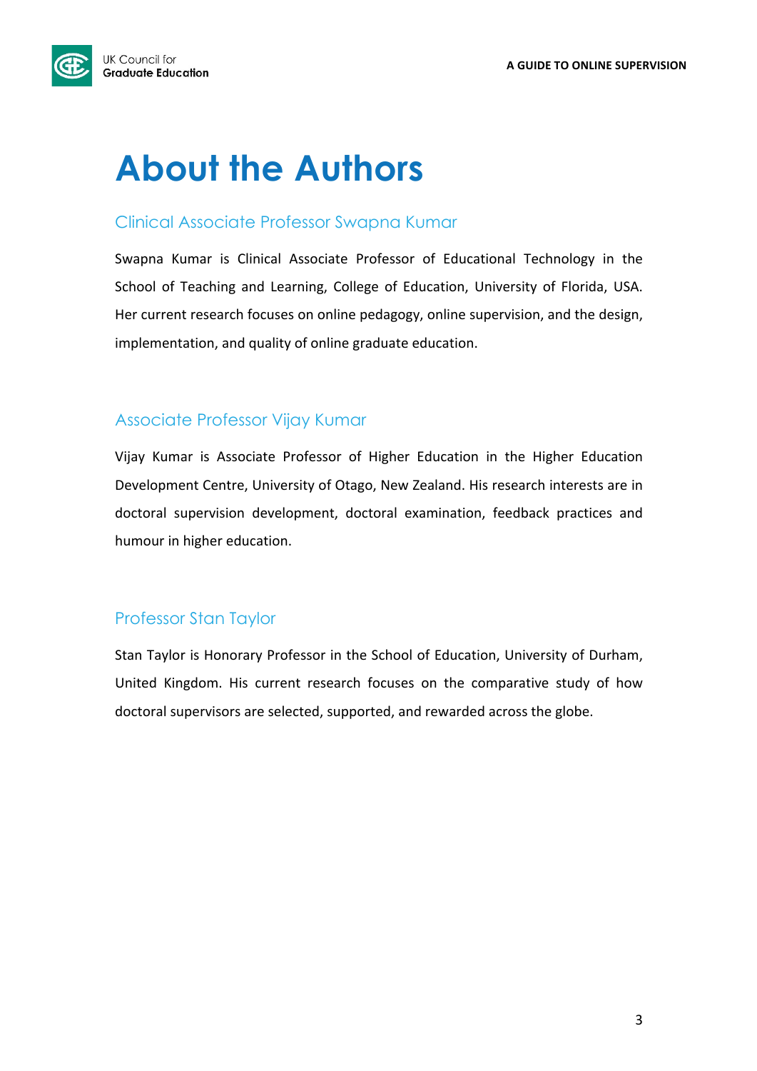# About the Authors

## Clinical Associate Professor Swapna Kumar

Swapna Kumar is Clinical Associate Professor of Educational Technology in the School of Teaching and Learning, College of Education, University of Florida, USA. Her current research focuses on online pedagogy, online supervision, and the design, implementation, and quality of online graduate education.

## Associate Professor Vijay Kumar

Vijay Kumar is Associate Professor of Higher Education in the Higher Education Development Centre, University of Otago, New Zealand. His research interests are in doctoral supervision development, doctoral examination, feedback practices and humour in higher education.

## Professor Stan Taylor

Stan Taylor is Honorary Professor in the School of Education, University of Durham, United Kingdom. His current research focuses on the comparative study of how doctoral supervisors are selected, supported, and rewarded across the globe.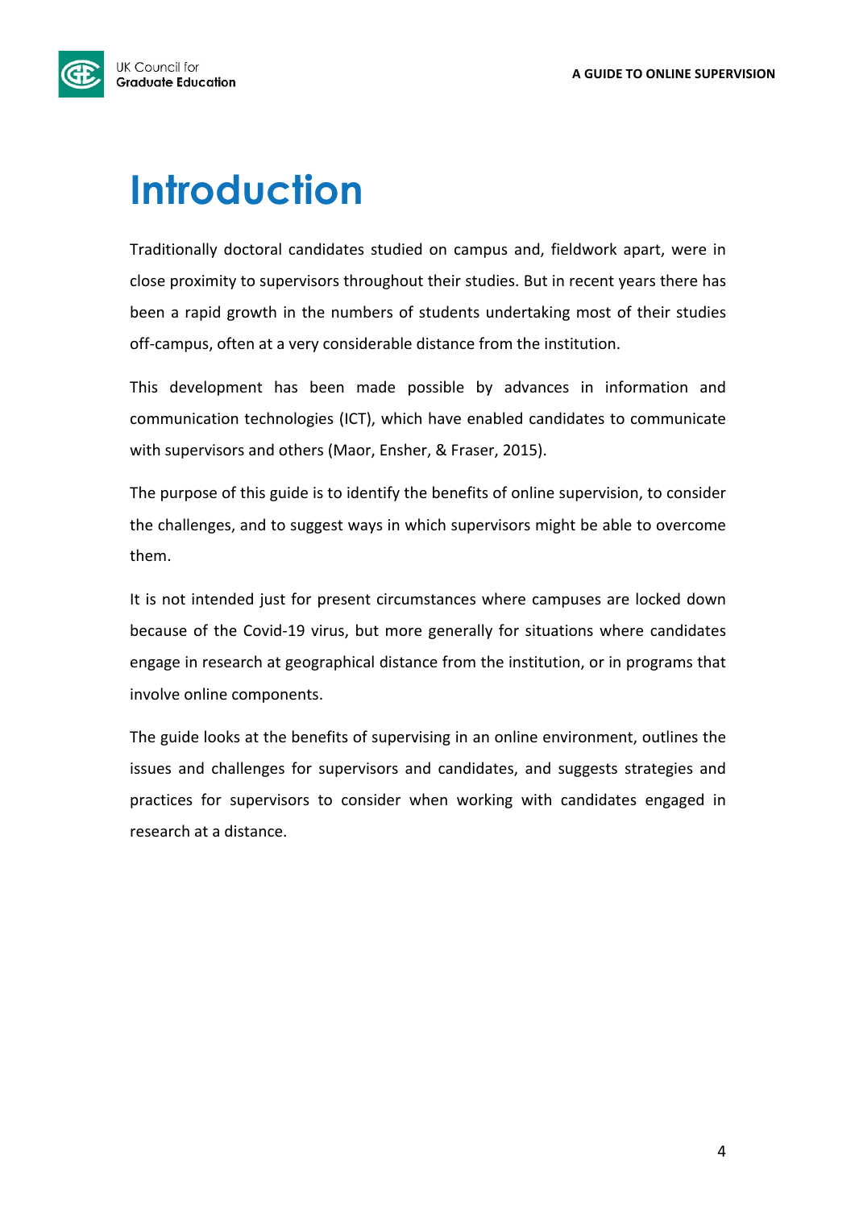# Introduction

Traditionally doctoral candidates studied on campus and, fieldwork apart, were in close proximity to supervisors throughout their studies. But in recent years there has been a rapid growth in the numbers of students undertaking most of their studies off-campus, often at a very considerable distance from the institution.

This development has been made possible by advances in information and communication technologies (ICT), which have enabled candidates to communicate with supervisors and others (Maor, Ensher, & Fraser, 2015).

The purpose of this guide is to identify the benefits of online supervision, to consider the challenges, and to suggest ways in which supervisors might be able to overcome them.

It is not intended just for present circumstances where campuses are locked down because of the Covid-19 virus, but more generally for situations where candidates engage in research at geographical distance from the institution, or in programs that involve online components.

The guide looks at the benefits of supervising in an online environment, outlines the issues and challenges for supervisors and candidates, and suggests strategies and practices for supervisors to consider when working with candidates engaged in research at a distance.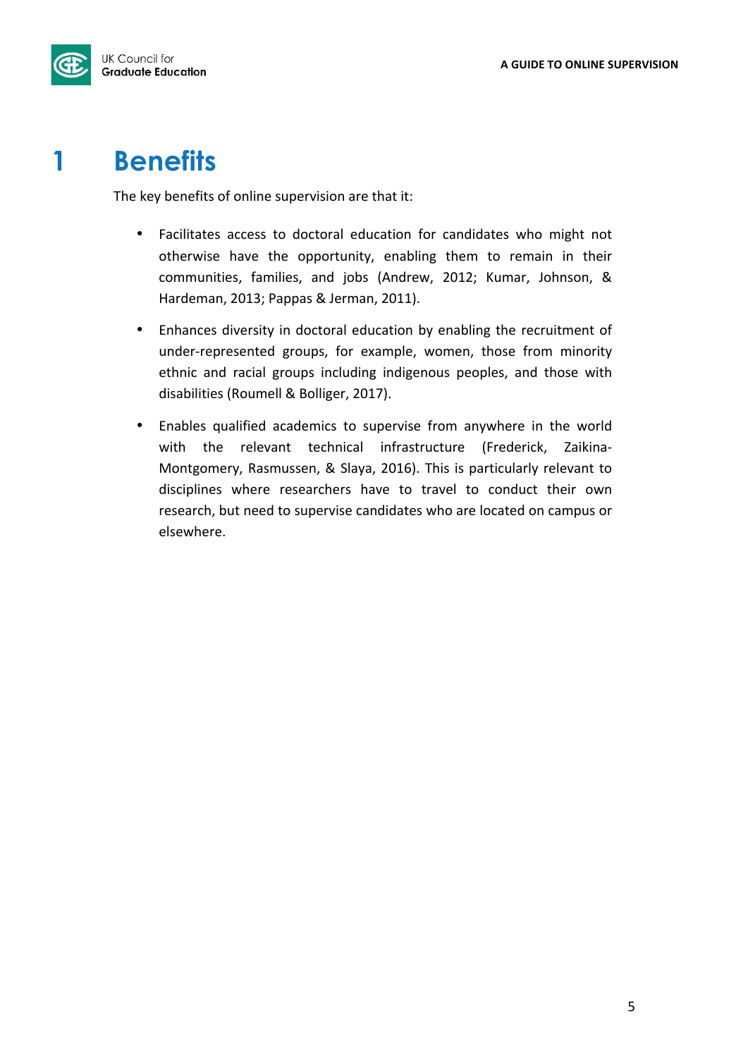# 1 Benefits

The key benefits of online supervision are that it:

- Facilitates access to doctoral education for candidates who might not otherwise have the opportunity, enabling them to remain in their communities, families, and jobs (Andrew, 2012; Kumar, Johnson, & Hardeman, 2013; Pappas & Jerman, 2011).
- Enhances diversity in doctoral education by enabling the recruitment of under-represented groups, for example, women, those from minority ethnic and racial groups including indigenous peoples, and those with disabilities (Roumell & Bolliger, 2017).
- Enables qualified academics to supervise from anywhere in the world with the relevant technical infrastructure (Frederick, Zaikina-Montgomery, Rasmussen, & Slaya, 2016). This is particularly relevant to disciplines where researchers have to travel to conduct their own research, but need to supervise candidates who are located on campus or elsewhere.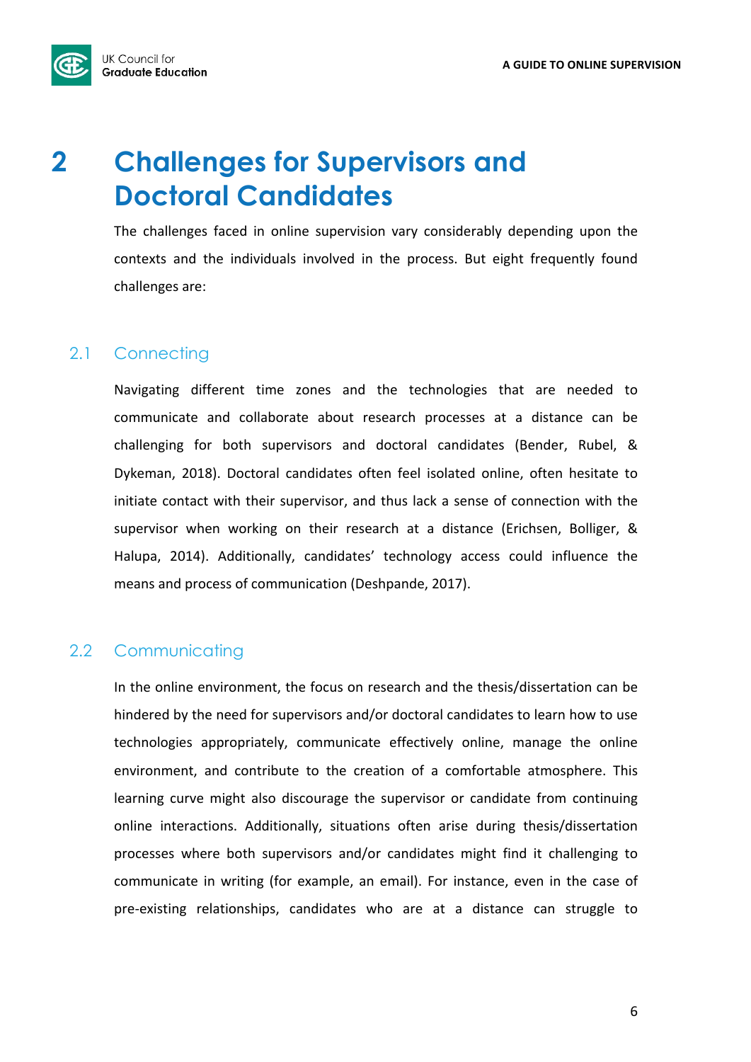# 2 Challenges for Supervisors and Doctoral Candidates

The challenges faced in online supervision vary considerably depending upon the contexts and the individuals involved in the process. But eight frequently found challenges are:

## 2.1 Connecting

Navigating different time zones and the technologies that are needed to communicate and collaborate about research processes at a distance can be challenging for both supervisors and doctoral candidates (Bender, Rubel, & Dykeman, 2018). Doctoral candidates often feel isolated online, often hesitate to initiate contact with their supervisor, and thus lack a sense of connection with the supervisor when working on their research at a distance (Erichsen, Bolliger, & Halupa, 2014). Additionally, candidates' technology access could influence the means and process of communication (Deshpande, 2017).

## 2.2 Communicating

In the online environment, the focus on research and the thesis/dissertation can be hindered by the need for supervisors and/or doctoral candidates to learn how to use technologies appropriately, communicate effectively online, manage the online environment, and contribute to the creation of a comfortable atmosphere. This learning curve might also discourage the supervisor or candidate from continuing online interactions. Additionally, situations often arise during thesis/dissertation processes where both supervisors and/or candidates might find it challenging to communicate in writing (for example, an email). For instance, even in the case of pre-existing relationships, candidates who are at a distance can struggle to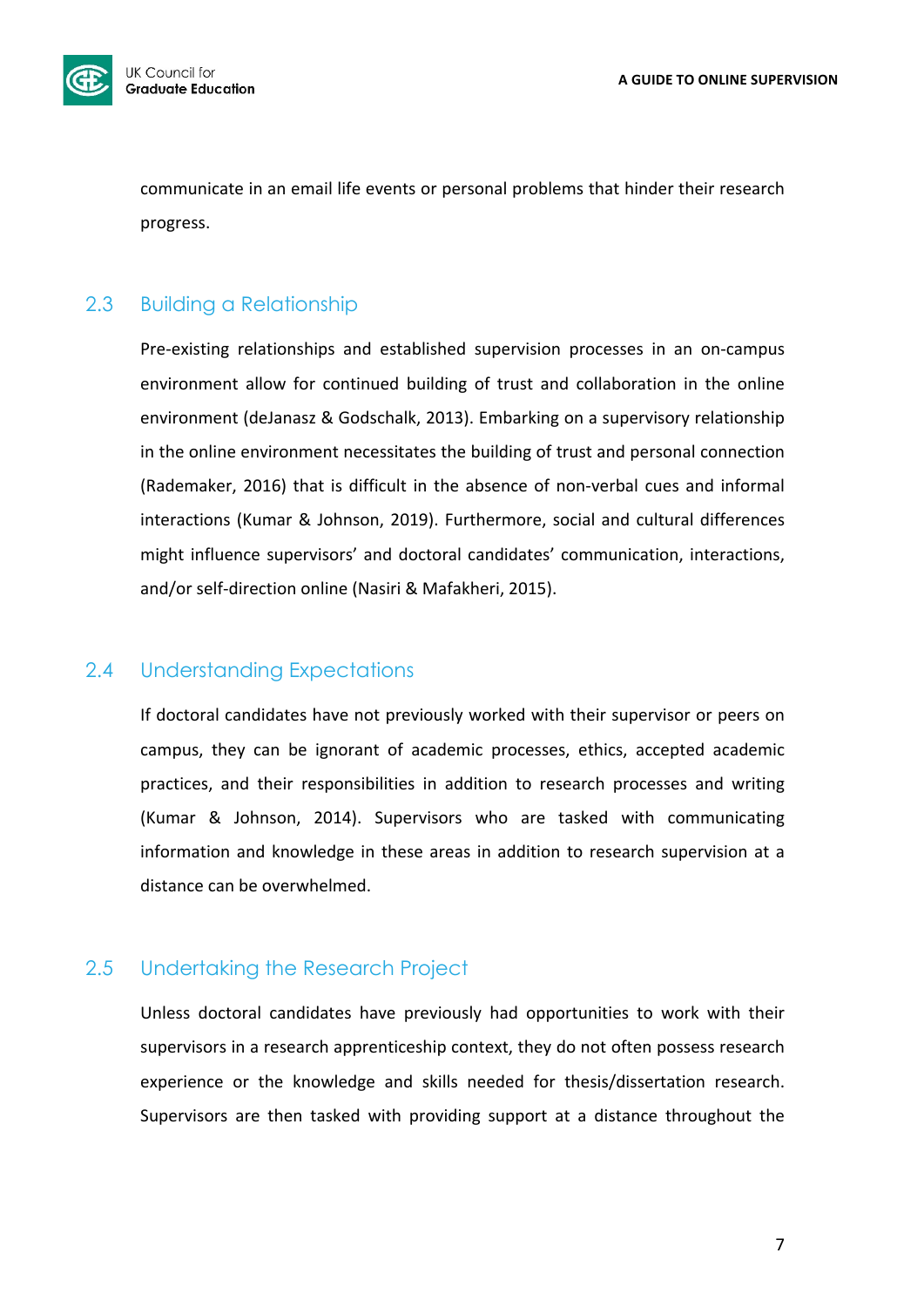communicate in an email life events or personal problems that hinder their research progress.

## 2.3 Building a Relationship

Pre-existing relationships and established supervision processes in an on-campus environment allow for continued building of trust and collaboration in the online environment (deJanasz & Godschalk, 2013). Embarking on a supervisory relationship in the online environment necessitates the building of trust and personal connection (Rademaker, 2016) that is difficult in the absence of non-verbal cues and informal interactions (Kumar & Johnson, 2019). Furthermore, social and cultural differences might influence supervisors' and doctoral candidates' communication, interactions, and/or self-direction online (Nasiri & Mafakheri, 2015).

## 2.4 Understanding Expectations

If doctoral candidates have not previously worked with their supervisor or peers on campus, they can be ignorant of academic processes, ethics, accepted academic practices, and their responsibilities in addition to research processes and writing (Kumar & Johnson, 2014). Supervisors who are tasked with communicating information and knowledge in these areas in addition to research supervision at a distance can be overwhelmed.

## 2.5 Undertaking the Research Project

Unless doctoral candidates have previously had opportunities to work with their supervisors in a research apprenticeship context, they do not often possess research experience or the knowledge and skills needed for thesis/dissertation research. Supervisors are then tasked with providing support at a distance throughout the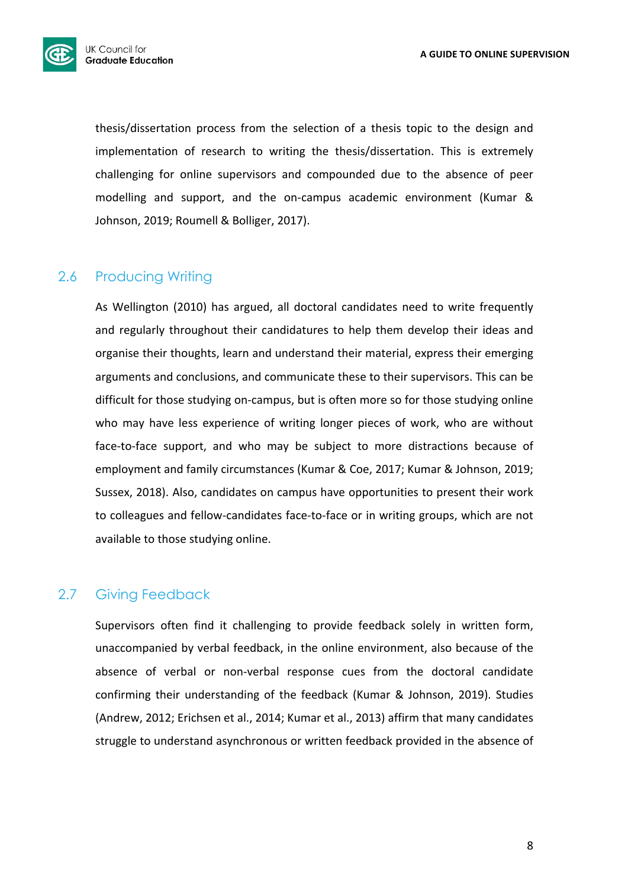thesis/dissertation process from the selection of a thesis topic to the design and implementation of research to writing the thesis/dissertation. This is extremely challenging for online supervisors and compounded due to the absence of peer modelling and support, and the on-campus academic environment (Kumar & Johnson, 2019; Roumell & Bolliger, 2017).

## 2.6 Producing Writing

As Wellington (2010) has argued, all doctoral candidates need to write frequently and regularly throughout their candidatures to help them develop their ideas and organise their thoughts, learn and understand their material, express their emerging arguments and conclusions, and communicate these to their supervisors. This can be difficult for those studying on-campus, but is often more so for those studying online who may have less experience of writing longer pieces of work, who are without face-to-face support, and who may be subject to more distractions because of employment and family circumstances (Kumar & Coe, 2017; Kumar & Johnson, 2019; Sussex, 2018). Also, candidates on campus have opportunities to present their work to colleagues and fellow-candidates face-to-face or in writing groups, which are not available to those studying online.

## 2.7 Giving Feedback

Supervisors often find it challenging to provide feedback solely in written form, unaccompanied by verbal feedback, in the online environment, also because of the absence of verbal or non-verbal response cues from the doctoral candidate confirming their understanding of the feedback (Kumar & Johnson, 2019). Studies (Andrew, 2012; Erichsen et al., 2014; Kumar et al., 2013) affirm that many candidates struggle to understand asynchronous or written feedback provided in the absence of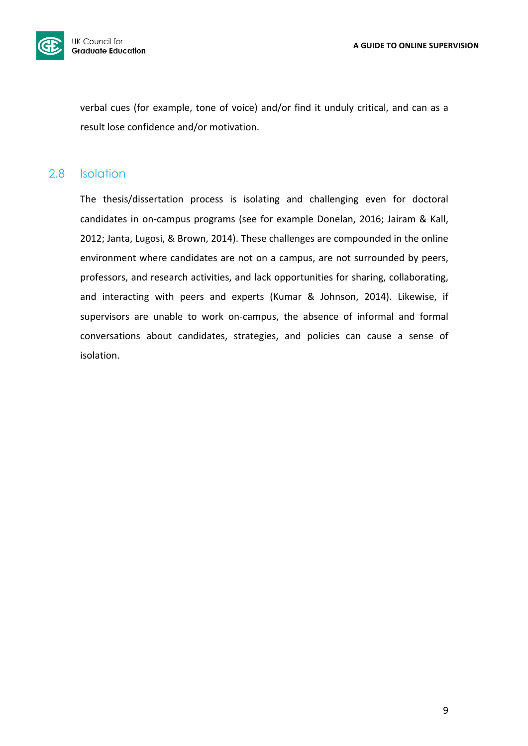verbal cues (for example, tone of voice) and/or find it unduly critical, and can as a result lose confidence and/or motivation.

## 2.8 Isolation

The thesis/dissertation process is isolating and challenging even for doctoral candidates in on-campus programs (see for example Donelan, 2016; Jairam & Kall, 2012; Janta, Lugosi, & Brown, 2014). These challenges are compounded in the online environment where candidates are not on a campus, are not surrounded by peers, professors, and research activities, and lack opportunities for sharing, collaborating, and interacting with peers and experts (Kumar & Johnson, 2014). Likewise, if supervisors are unable to work on-campus, the absence of informal and formal conversations about candidates, strategies, and policies can cause a sense of isolation.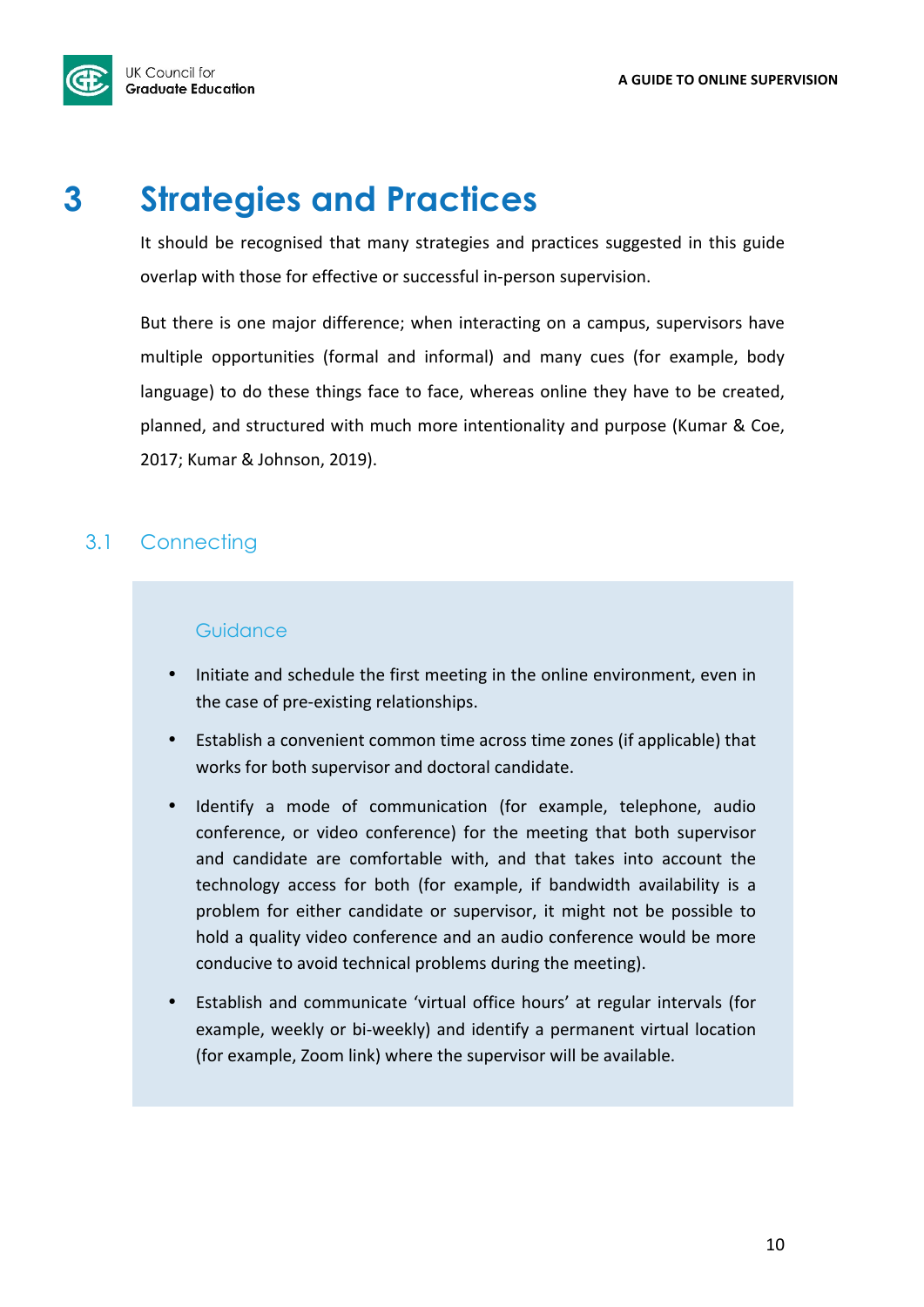# 3 Strategies and Practices

It should be recognised that many strategies and practices suggested in this guide overlap with those for effective or successful in-person supervision.

But there is one major difference; when interacting on a campus, supervisors have multiple opportunities (formal and informal) and many cues (for example, body language) to do these things face to face, whereas online they have to be created, planned, and structured with much more intentionality and purpose (Kumar & Coe, 2017; Kumar & Johnson, 2019).

## 3.1 Connecting

### Guidance

- Initiate and schedule the first meeting in the online environment, even in the case of pre-existing relationships.
- Establish a convenient common time across time zones (if applicable) that works for both supervisor and doctoral candidate.
- Identify a mode of communication (for example, telephone, audio conference, or video conference) for the meeting that both supervisor and candidate are comfortable with, and that takes into account the technology access for both (for example, if bandwidth availability is a problem for either candidate or supervisor, it might not be possible to hold a quality video conference and an audio conference would be more conducive to avoid technical problems during the meeting).
- Establish and communicate 'virtual office hours' at regular intervals (for example, weekly or bi-weekly) and identify a permanent virtual location (for example, Zoom link) where the supervisor will be available.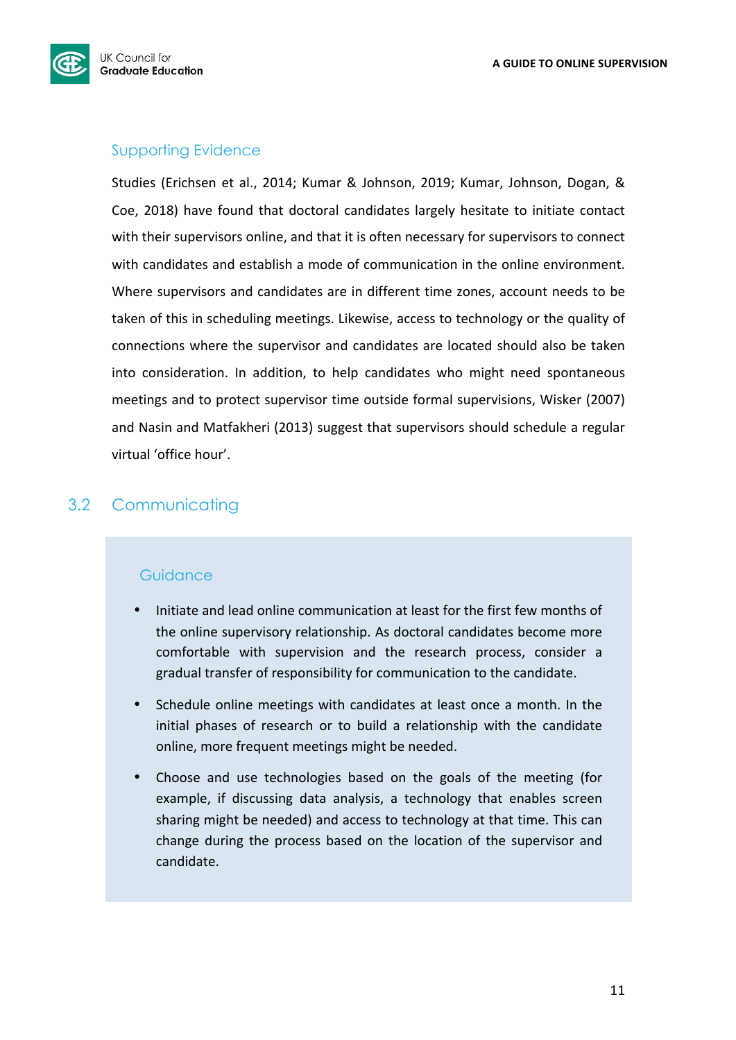### Supporting Evidence

Studies (Erichsen et al., 2014; Kumar & Johnson, 2019; Kumar, Johnson, Dogan, & Coe, 2018) have found that doctoral candidates largely hesitate to initiate contact with their supervisors online, and that it is often necessary for supervisors to connect with candidates and establish a mode of communication in the online environment. Where supervisors and candidates are in different time zones, account needs to be taken of this in scheduling meetings. Likewise, access to technology or the quality of connections where the supervisor and candidates are located should also be taken into consideration. In addition, to help candidates who might need spontaneous meetings and to protect supervisor time outside formal supervisions, Wisker (2007) and Nasin and Matfakheri (2013) suggest that supervisors should schedule a regular virtual 'office hour'.

## 3.2 Communicating

### Guidance

- Initiate and lead online communication at least for the first few months of the online supervisory relationship. As doctoral candidates become more comfortable with supervision and the research process, consider a gradual transfer of responsibility for communication to the candidate.
- Schedule online meetings with candidates at least once a month. In the initial phases of research or to build a relationship with the candidate online, more frequent meetings might be needed.
- Choose and use technologies based on the goals of the meeting (for example, if discussing data analysis, a technology that enables screen sharing might be needed) and access to technology at that time. This can change during the process based on the location of the supervisor and candidate.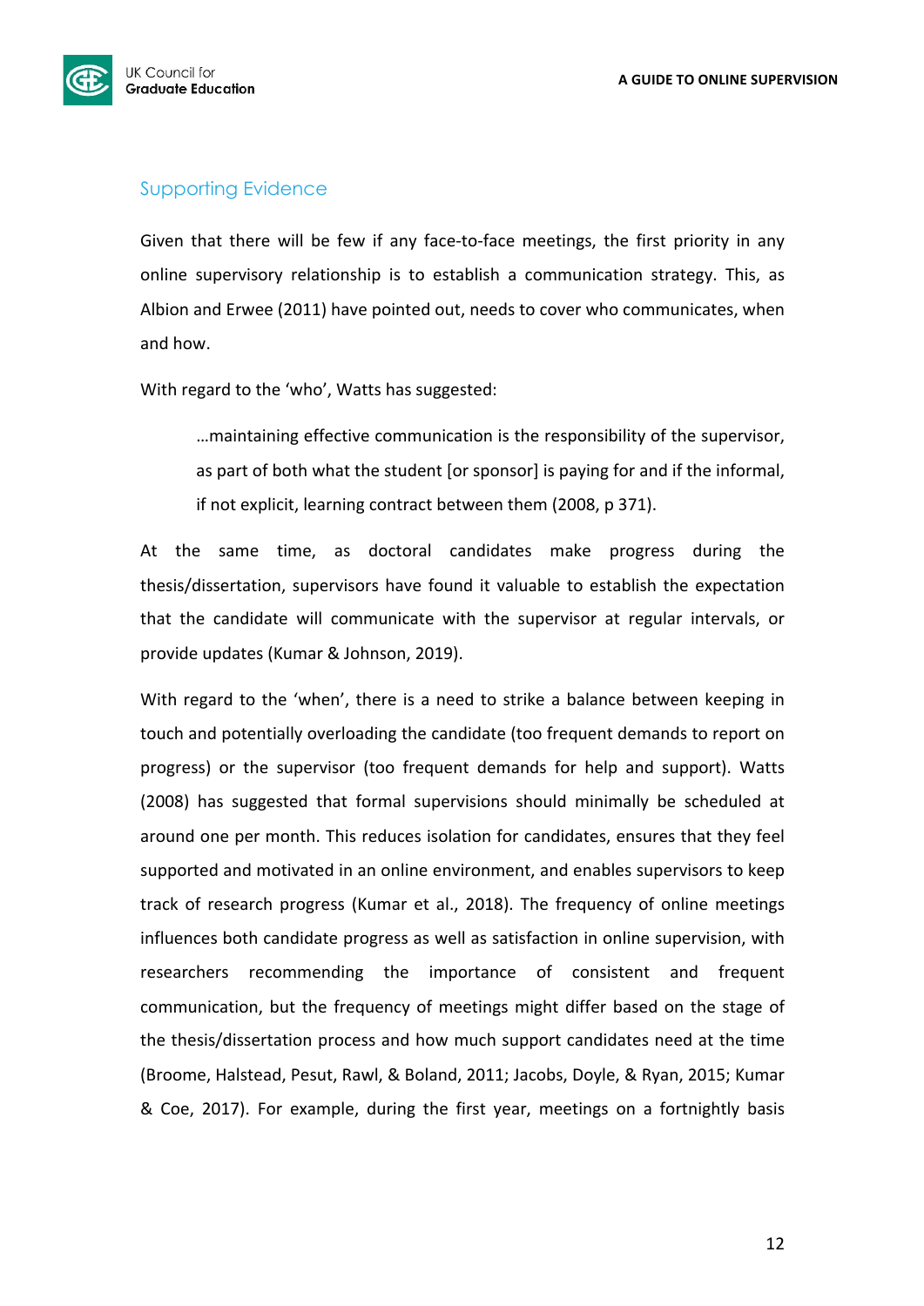## Supporting Evidence

Given that there will be few if any face-to-face meetings, the first priority in any online supervisory relationship is to establish a communication strategy. This, as Albion and Erwee (2011) have pointed out, needs to cover who communicates, when and how.

With regard to the 'who', Watts has suggested:

> …maintaining effective communication is the responsibility of the supervisor, as part of both what the student [or sponsor] is paying for and if the informal, if not explicit, learning contract between them (2008, p 371).

At the same time, as doctoral candidates make progress during the thesis/dissertation, supervisors have found it valuable to establish the expectation that the candidate will communicate with the supervisor at regular intervals, or provide updates (Kumar & Johnson, 2019).

With regard to the 'when', there is a need to strike a balance between keeping in touch and potentially overloading the candidate (too frequent demands to report on progress) or the supervisor (too frequent demands for help and support). Watts (2008) has suggested that formal supervisions should minimally be scheduled at around one per month. This reduces isolation for candidates, ensures that they feel supported and motivated in an online environment, and enables supervisors to keep track of research progress (Kumar et al., 2018). The frequency of online meetings influences both candidate progress as well as satisfaction in online supervision, with researchers recommending the importance of consistent and frequent communication, but the frequency of meetings might differ based on the stage of the thesis/dissertation process and how much support candidates need at the time (Broome, Halstead, Pesut, Rawl, & Boland, 2011; Jacobs, Doyle, & Ryan, 2015; Kumar & Coe, 2017). For example, during the first year, meetings on a fortnightly basis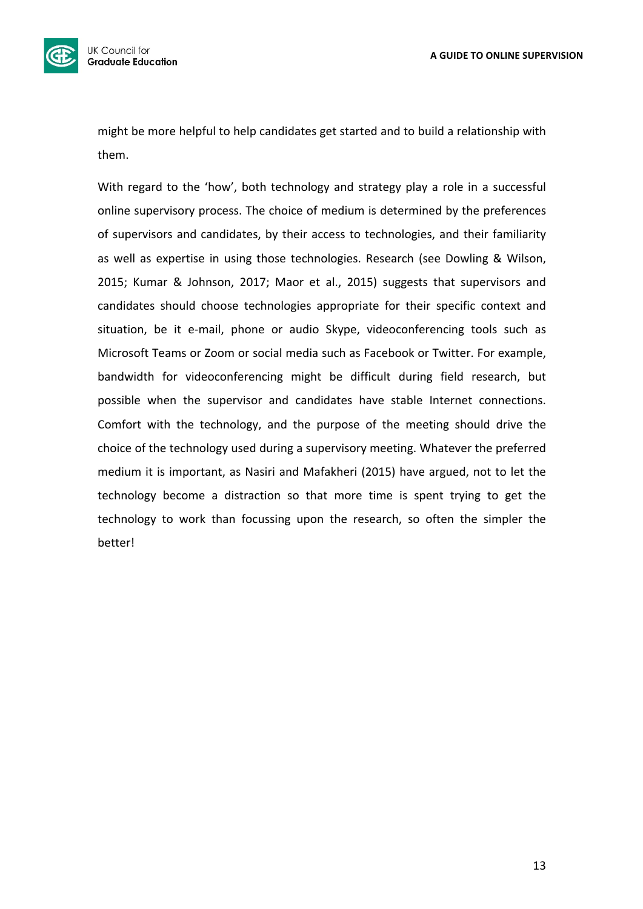might be more helpful to help candidates get started and to build a relationship with them.

With regard to the 'how', both technology and strategy play a role in a successful online supervisory process. The choice of medium is determined by the preferences of supervisors and candidates, by their access to technologies, and their familiarity as well as expertise in using those technologies. Research (see Dowling & Wilson, 2015; Kumar & Johnson, 2017; Maor et al., 2015) suggests that supervisors and candidates should choose technologies appropriate for their specific context and situation, be it e-mail, phone or audio Skype, videoconferencing tools such as Microsoft Teams or Zoom or social media such as Facebook or Twitter. For example, bandwidth for videoconferencing might be difficult during field research, but possible when the supervisor and candidates have stable Internet connections. Comfort with the technology, and the purpose of the meeting should drive the choice of the technology used during a supervisory meeting. Whatever the preferred medium it is important, as Nasiri and Mafakheri (2015) have argued, not to let the technology become a distraction so that more time is spent trying to get the technology to work than focussing upon the research, so often the simpler the better!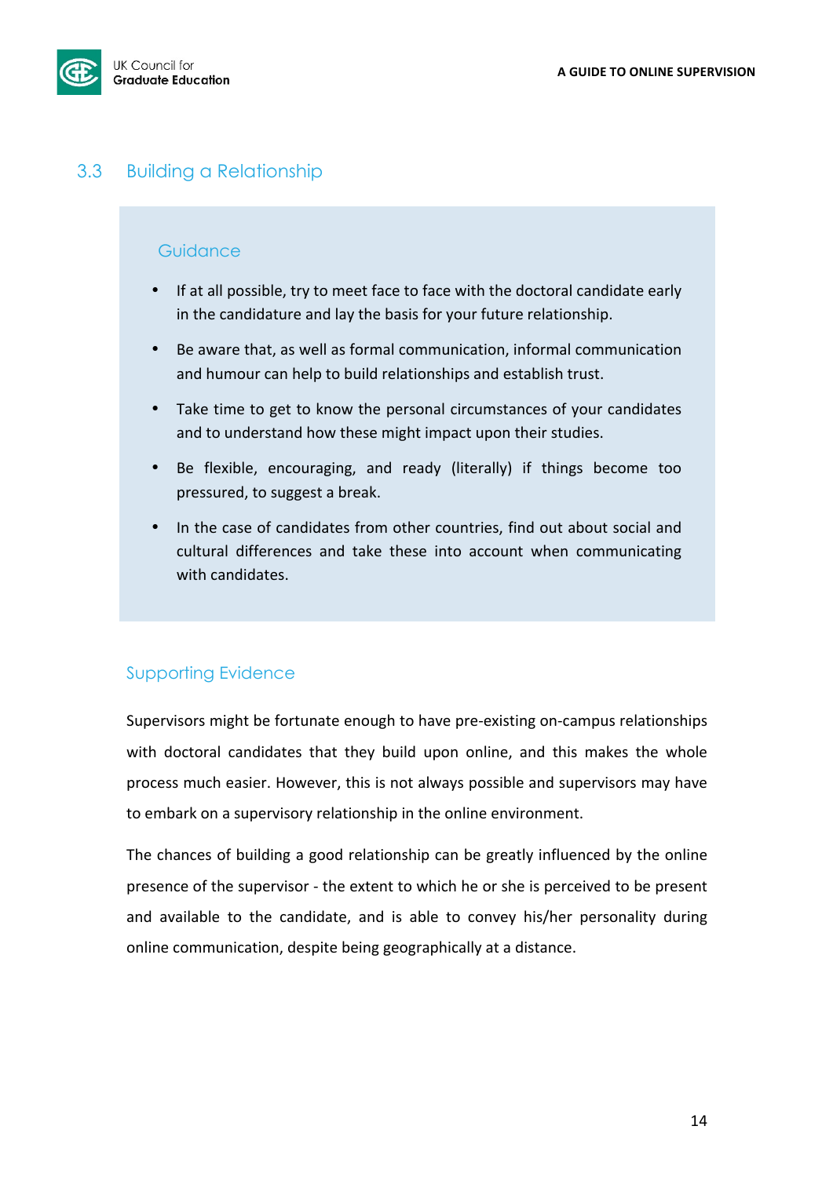## 3.3 Building a Relationship

### Guidance

- If at all possible, try to meet face to face with the doctoral candidate early in the candidature and lay the basis for your future relationship.
- Be aware that, as well as formal communication, informal communication and humour can help to build relationships and establish trust.
- Take time to get to know the personal circumstances of your candidates and to understand how these might impact upon their studies.
- Be flexible, encouraging, and ready (literally) if things become too pressured, to suggest a break.
- In the case of candidates from other countries, find out about social and cultural differences and take these into account when communicating with candidates.

### Supporting Evidence

Supervisors might be fortunate enough to have pre-existing on-campus relationships with doctoral candidates that they build upon online, and this makes the whole process much easier. However, this is not always possible and supervisors may have to embark on a supervisory relationship in the online environment.

The chances of building a good relationship can be greatly influenced by the online presence of the supervisor - the extent to which he or she is perceived to be present and available to the candidate, and is able to convey his/her personality during online communication, despite being geographically at a distance.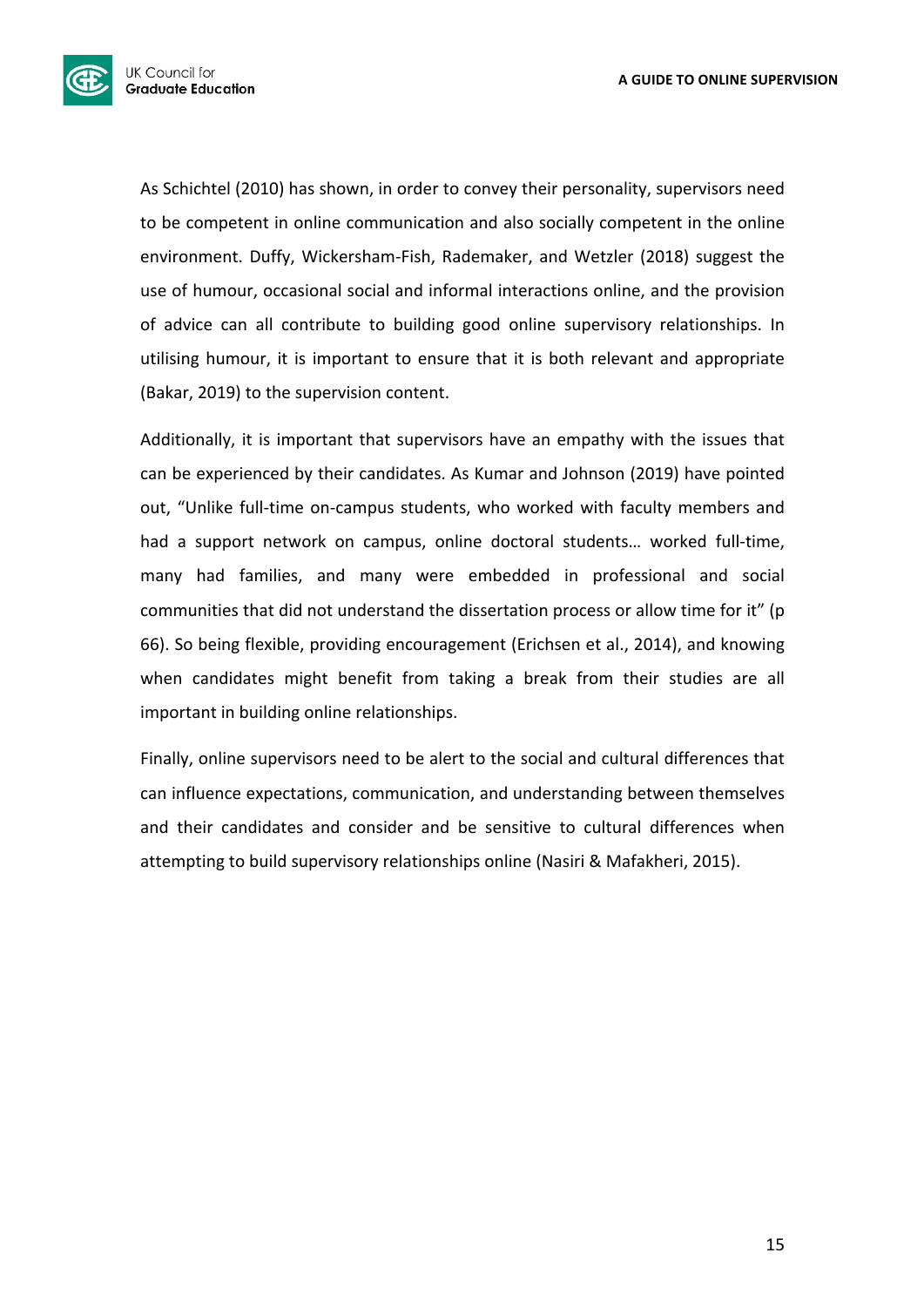As Schichtel (2010) has shown, in order to convey their personality, supervisors need to be competent in online communication and also socially competent in the online environment. Duffy, Wickersham-Fish, Rademaker, and Wetzler (2018) suggest the use of humour, occasional social and informal interactions online, and the provision of advice can all contribute to building good online supervisory relationships. In utilising humour, it is important to ensure that it is both relevant and appropriate (Bakar, 2019) to the supervision content.

Additionally, it is important that supervisors have an empathy with the issues that can be experienced by their candidates. As Kumar and Johnson (2019) have pointed out, "Unlike full-time on-campus students, who worked with faculty members and had a support network on campus, online doctoral students… worked full-time, many had families, and many were embedded in professional and social communities that did not understand the dissertation process or allow time for it" (p 66). So being flexible, providing encouragement (Erichsen et al., 2014), and knowing when candidates might benefit from taking a break from their studies are all important in building online relationships.

Finally, online supervisors need to be alert to the social and cultural differences that can influence expectations, communication, and understanding between themselves and their candidates and consider and be sensitive to cultural differences when attempting to build supervisory relationships online (Nasiri & Mafakheri, 2015).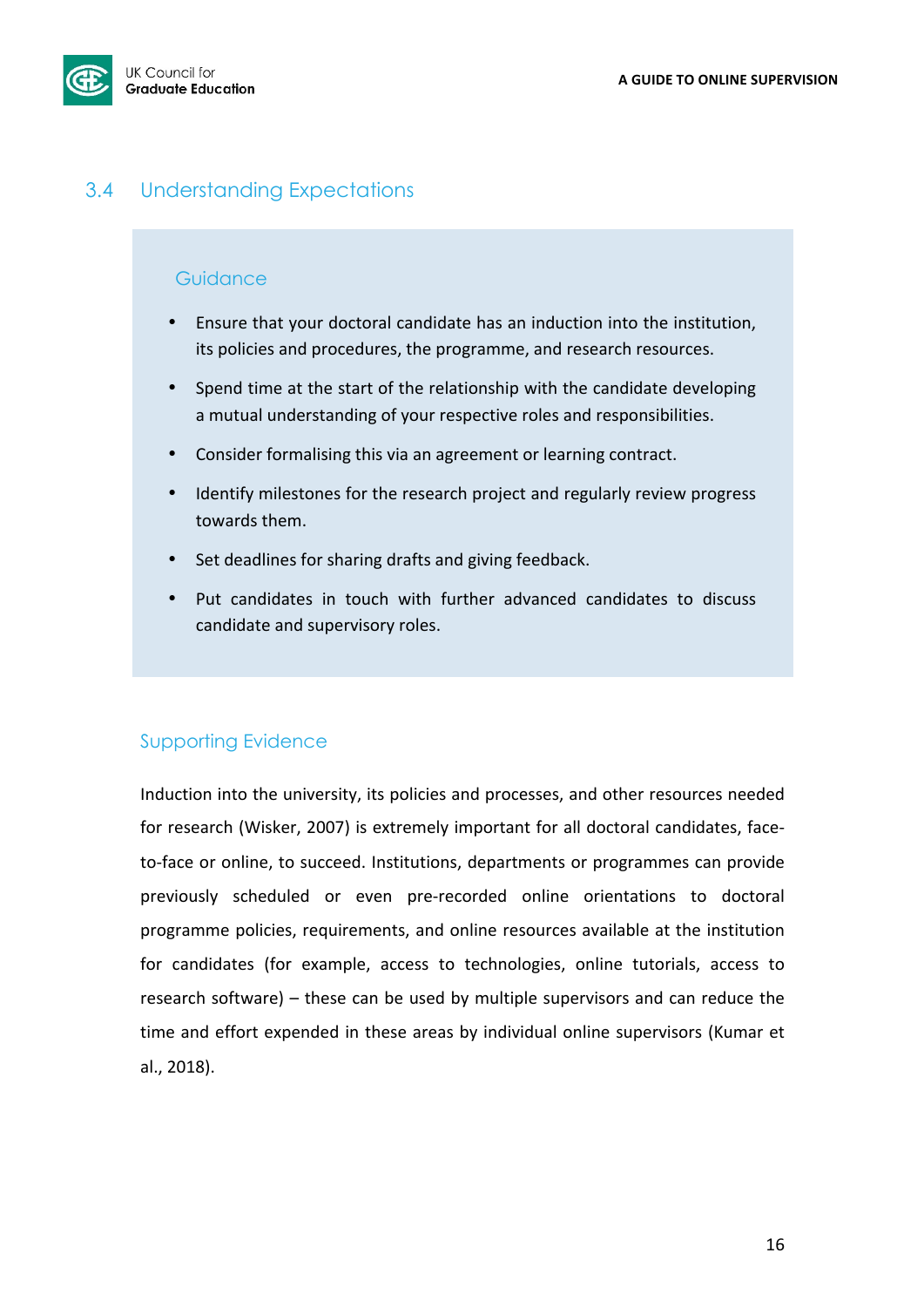## 3.4 Understanding Expectations

### Guidance

- Ensure that your doctoral candidate has an induction into the institution, its policies and procedures, the programme, and research resources.
- Spend time at the start of the relationship with the candidate developing a mutual understanding of your respective roles and responsibilities.
- Consider formalising this via an agreement or learning contract.
- Identify milestones for the research project and regularly review progress towards them.
- Set deadlines for sharing drafts and giving feedback.
- Put candidates in touch with further advanced candidates to discuss candidate and supervisory roles.

### Supporting Evidence

Induction into the university, its policies and processes, and other resources needed for research (Wisker, 2007) is extremely important for all doctoral candidates, face-to-face or online, to succeed. Institutions, departments or programmes can provide previously scheduled or even pre-recorded online orientations to doctoral programme policies, requirements, and online resources available at the institution for candidates (for example, access to technologies, online tutorials, access to research software) – these can be used by multiple supervisors and can reduce the time and effort expended in these areas by individual online supervisors (Kumar et al., 2018).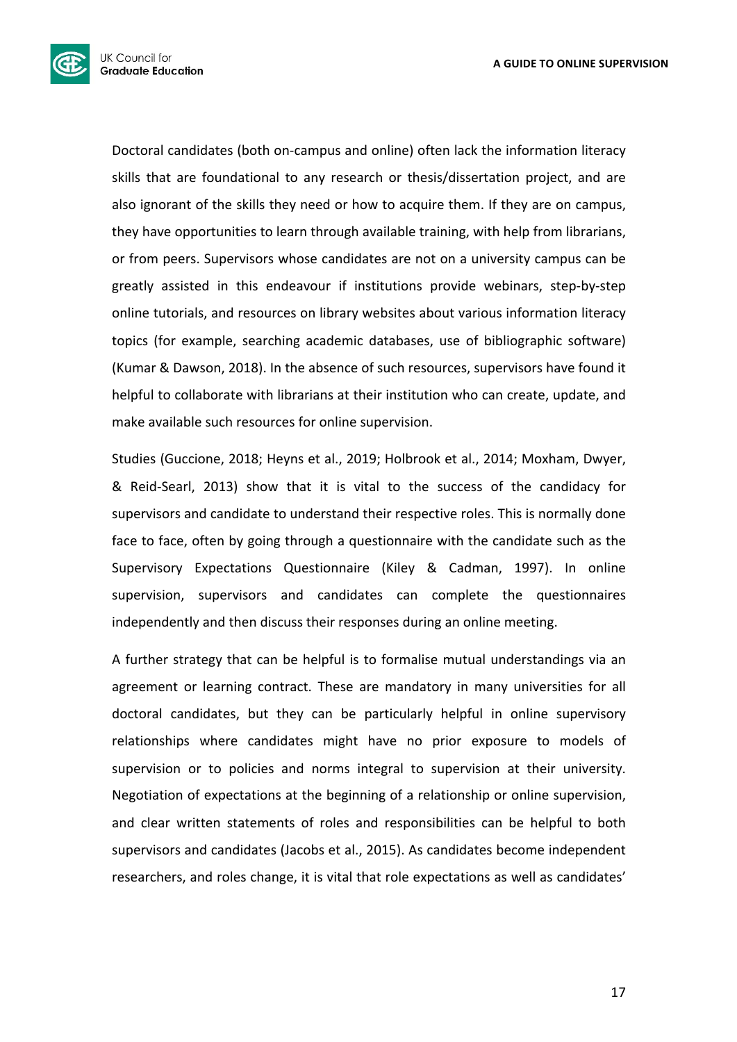Doctoral candidates (both on-campus and online) often lack the information literacy skills that are foundational to any research or thesis/dissertation project, and are also ignorant of the skills they need or how to acquire them. If they are on campus, they have opportunities to learn through available training, with help from librarians, or from peers. Supervisors whose candidates are not on a university campus can be greatly assisted in this endeavour if institutions provide webinars, step-by-step online tutorials, and resources on library websites about various information literacy topics (for example, searching academic databases, use of bibliographic software) (Kumar & Dawson, 2018). In the absence of such resources, supervisors have found it helpful to collaborate with librarians at their institution who can create, update, and make available such resources for online supervision.

Studies (Guccione, 2018; Heyns et al., 2019; Holbrook et al., 2014; Moxham, Dwyer, & Reid-Searl, 2013) show that it is vital to the success of the candidacy for supervisors and candidate to understand their respective roles. This is normally done face to face, often by going through a questionnaire with the candidate such as the Supervisory Expectations Questionnaire (Kiley & Cadman, 1997). In online supervision, supervisors and candidates can complete the questionnaires independently and then discuss their responses during an online meeting.

A further strategy that can be helpful is to formalise mutual understandings via an agreement or learning contract. These are mandatory in many universities for all doctoral candidates, but they can be particularly helpful in online supervisory relationships where candidates might have no prior exposure to models of supervision or to policies and norms integral to supervision at their university. Negotiation of expectations at the beginning of a relationship or online supervision, and clear written statements of roles and responsibilities can be helpful to both supervisors and candidates (Jacobs et al., 2015). As candidates become independent researchers, and roles change, it is vital that role expectations as well as candidates'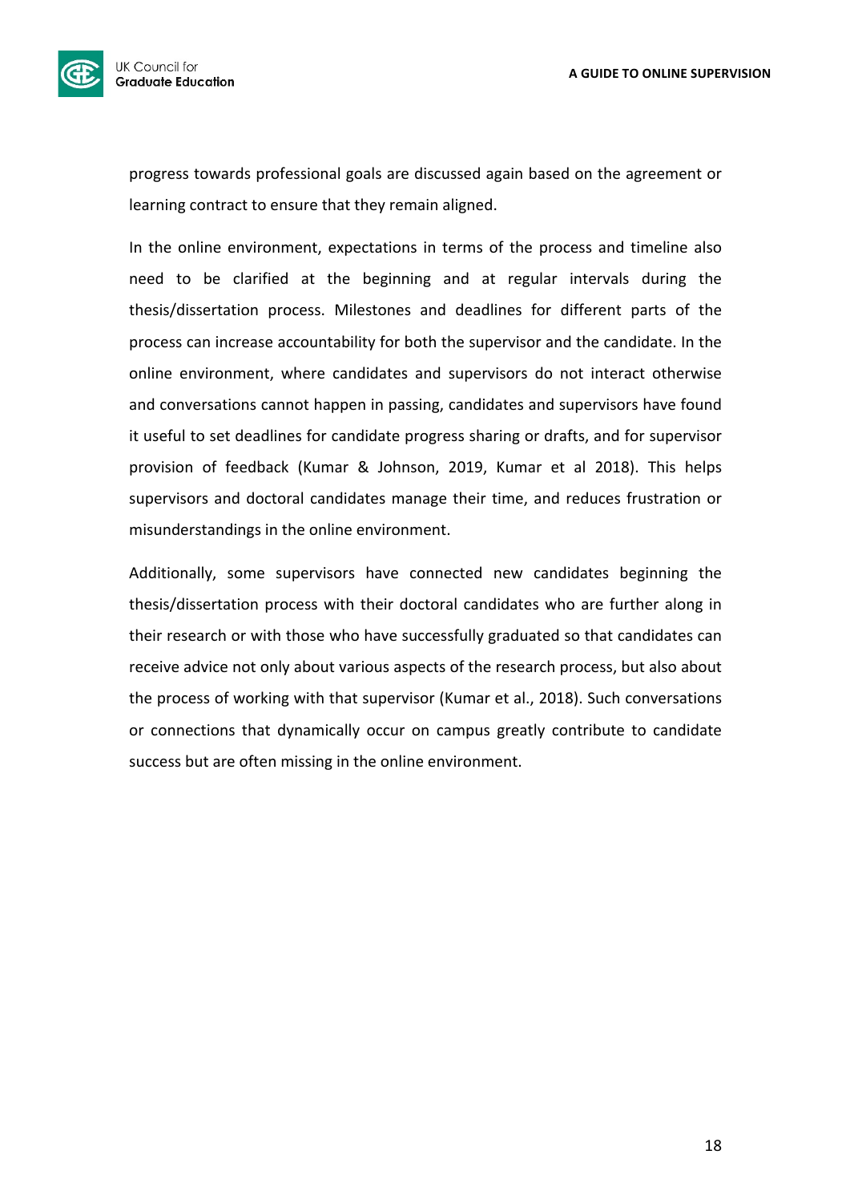progress towards professional goals are discussed again based on the agreement or learning contract to ensure that they remain aligned.

In the online environment, expectations in terms of the process and timeline also need to be clarified at the beginning and at regular intervals during the thesis/dissertation process. Milestones and deadlines for different parts of the process can increase accountability for both the supervisor and the candidate. In the online environment, where candidates and supervisors do not interact otherwise and conversations cannot happen in passing, candidates and supervisors have found it useful to set deadlines for candidate progress sharing or drafts, and for supervisor provision of feedback (Kumar & Johnson, 2019, Kumar et al 2018). This helps supervisors and doctoral candidates manage their time, and reduces frustration or misunderstandings in the online environment.

Additionally, some supervisors have connected new candidates beginning the thesis/dissertation process with their doctoral candidates who are further along in their research or with those who have successfully graduated so that candidates can receive advice not only about various aspects of the research process, but also about the process of working with that supervisor (Kumar et al., 2018). Such conversations or connections that dynamically occur on campus greatly contribute to candidate success but are often missing in the online environment.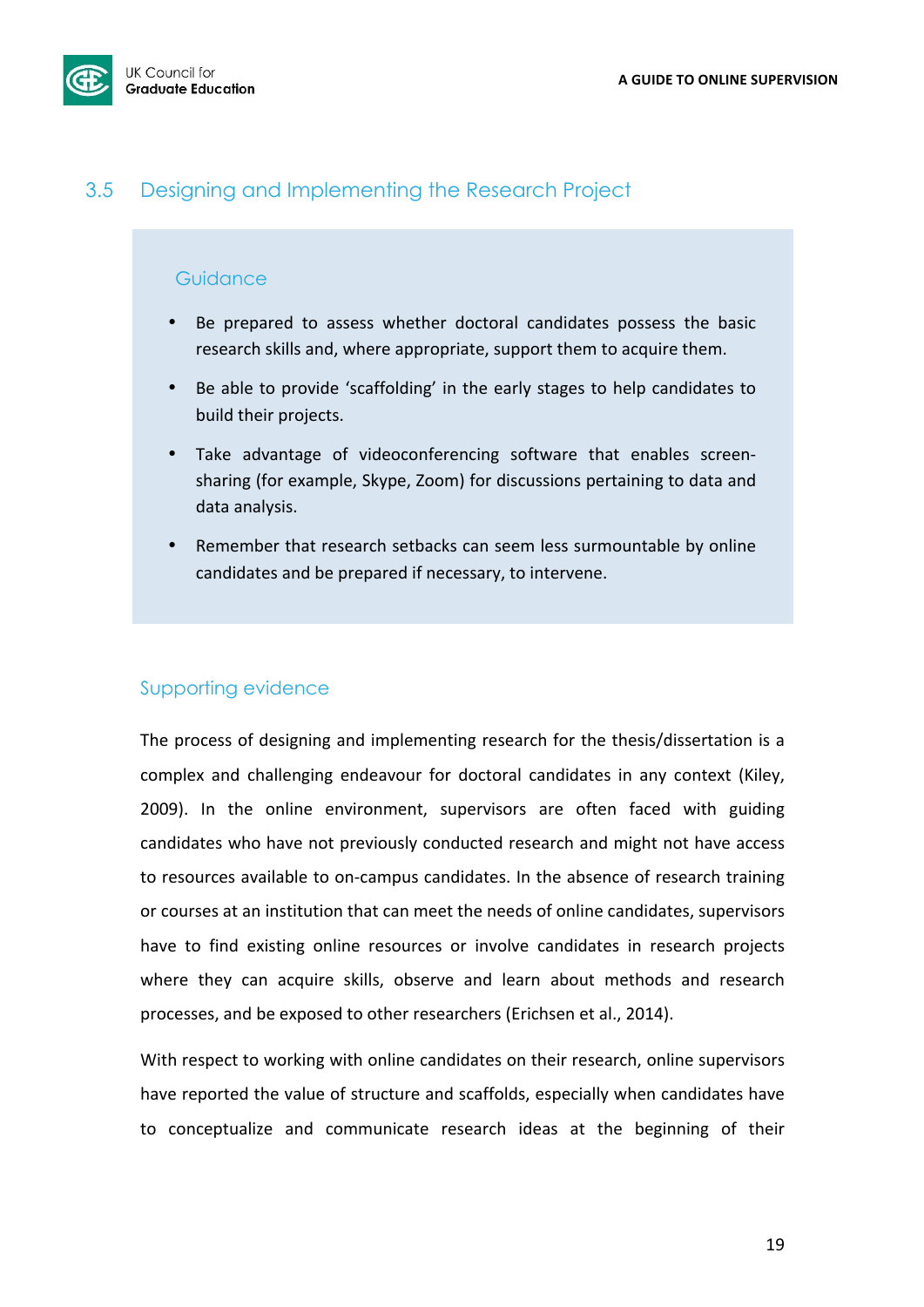## 3.5 Designing and Implementing the Research Project

### Guidance

- Be prepared to assess whether doctoral candidates possess the basic research skills and, where appropriate, support them to acquire them.
- Be able to provide 'scaffolding' in the early stages to help candidates to build their projects.
- Take advantage of videoconferencing software that enables screen-sharing (for example, Skype, Zoom) for discussions pertaining to data and data analysis.
- Remember that research setbacks can seem less surmountable by online candidates and be prepared if necessary, to intervene.

### Supporting evidence

The process of designing and implementing research for the thesis/dissertation is a complex and challenging endeavour for doctoral candidates in any context (Kiley, 2009). In the online environment, supervisors are often faced with guiding candidates who have not previously conducted research and might not have access to resources available to on-campus candidates. In the absence of research training or courses at an institution that can meet the needs of online candidates, supervisors have to find existing online resources or involve candidates in research projects where they can acquire skills, observe and learn about methods and research processes, and be exposed to other researchers (Erichsen et al., 2014).

With respect to working with online candidates on their research, online supervisors have reported the value of structure and scaffolds, especially when candidates have to conceptualize and communicate research ideas at the beginning of their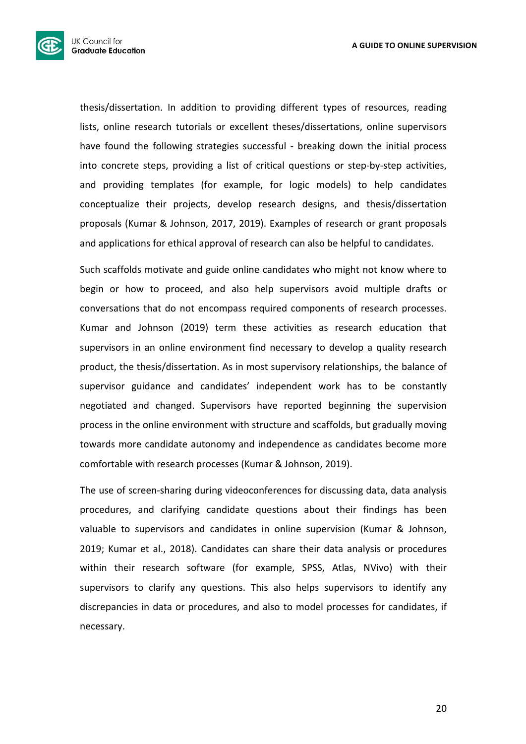thesis/dissertation. In addition to providing different types of resources, reading lists, online research tutorials or excellent theses/dissertations, online supervisors have found the following strategies successful - breaking down the initial process into concrete steps, providing a list of critical questions or step-by-step activities, and providing templates (for example, for logic models) to help candidates conceptualize their projects, develop research designs, and thesis/dissertation proposals (Kumar & Johnson, 2017, 2019). Examples of research or grant proposals and applications for ethical approval of research can also be helpful to candidates.

Such scaffolds motivate and guide online candidates who might not know where to begin or how to proceed, and also help supervisors avoid multiple drafts or conversations that do not encompass required components of research processes. Kumar and Johnson (2019) term these activities as research education that supervisors in an online environment find necessary to develop a quality research product, the thesis/dissertation. As in most supervisory relationships, the balance of supervisor guidance and candidates' independent work has to be constantly negotiated and changed. Supervisors have reported beginning the supervision process in the online environment with structure and scaffolds, but gradually moving towards more candidate autonomy and independence as candidates become more comfortable with research processes (Kumar & Johnson, 2019).

The use of screen-sharing during videoconferences for discussing data, data analysis procedures, and clarifying candidate questions about their findings has been valuable to supervisors and candidates in online supervision (Kumar & Johnson, 2019; Kumar et al., 2018). Candidates can share their data analysis or procedures within their research software (for example, SPSS, Atlas, NVivo) with their supervisors to clarify any questions. This also helps supervisors to identify any discrepancies in data or procedures, and also to model processes for candidates, if necessary.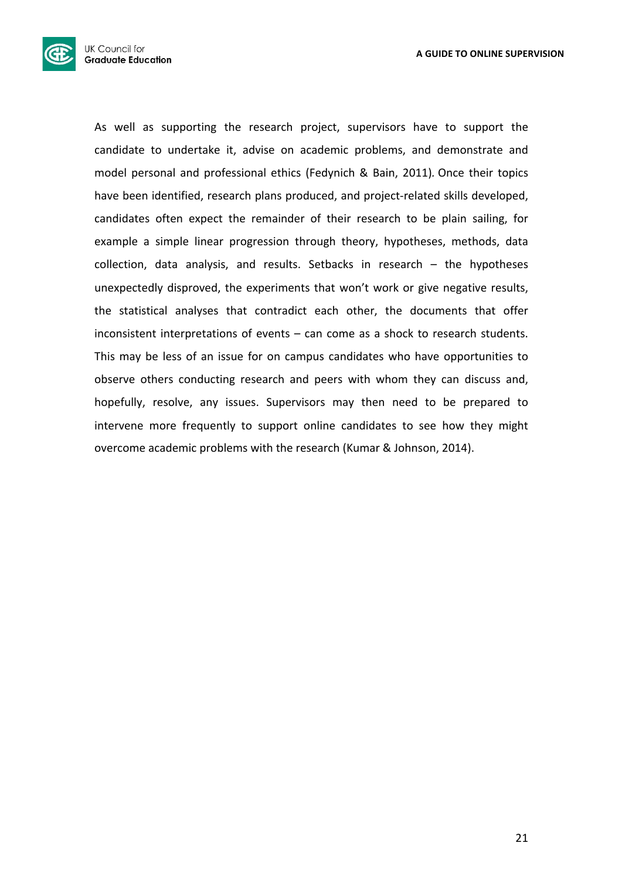As well as supporting the research project, supervisors have to support the candidate to undertake it, advise on academic problems, and demonstrate and model personal and professional ethics (Fedynich & Bain, 2011). Once their topics have been identified, research plans produced, and project-related skills developed, candidates often expect the remainder of their research to be plain sailing, for example a simple linear progression through theory, hypotheses, methods, data collection, data analysis, and results. Setbacks in research – the hypotheses unexpectedly disproved, the experiments that won't work or give negative results, the statistical analyses that contradict each other, the documents that offer inconsistent interpretations of events – can come as a shock to research students. This may be less of an issue for on campus candidates who have opportunities to observe others conducting research and peers with whom they can discuss and, hopefully, resolve, any issues. Supervisors may then need to be prepared to intervene more frequently to support online candidates to see how they might overcome academic problems with the research (Kumar & Johnson, 2014).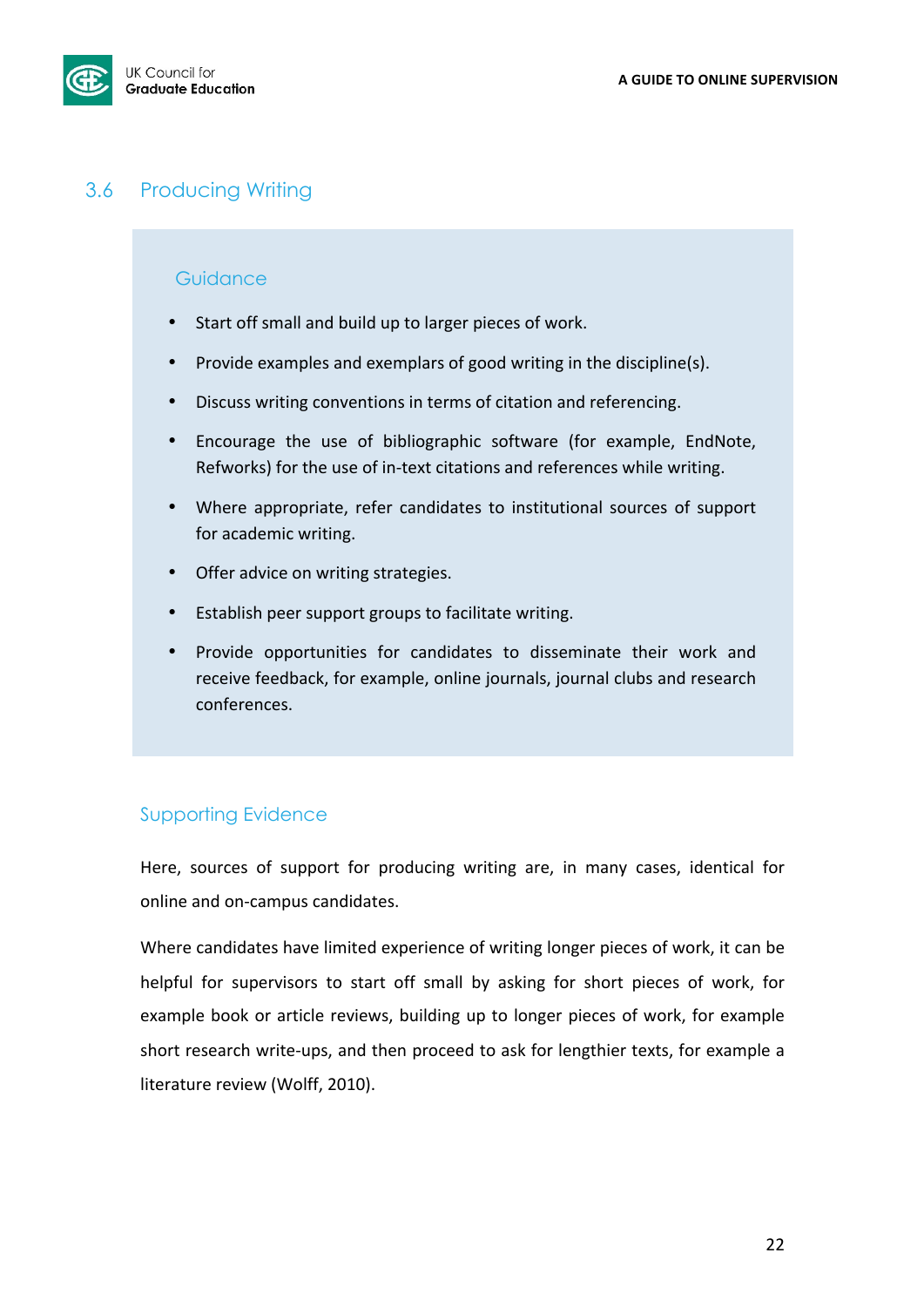## 3.6 Producing Writing

### Guidance

- Start off small and build up to larger pieces of work.
- Provide examples and exemplars of good writing in the discipline(s).
- Discuss writing conventions in terms of citation and referencing.
- Encourage the use of bibliographic software (for example, EndNote, Refworks) for the use of in-text citations and references while writing.
- Where appropriate, refer candidates to institutional sources of support for academic writing.
- Offer advice on writing strategies.
- Establish peer support groups to facilitate writing.
- Provide opportunities for candidates to disseminate their work and receive feedback, for example, online journals, journal clubs and research conferences.

### Supporting Evidence

Here, sources of support for producing writing are, in many cases, identical for online and on-campus candidates.

Where candidates have limited experience of writing longer pieces of work, it can be helpful for supervisors to start off small by asking for short pieces of work, for example book or article reviews, building up to longer pieces of work, for example short research write-ups, and then proceed to ask for lengthier texts, for example a literature review (Wolff, 2010).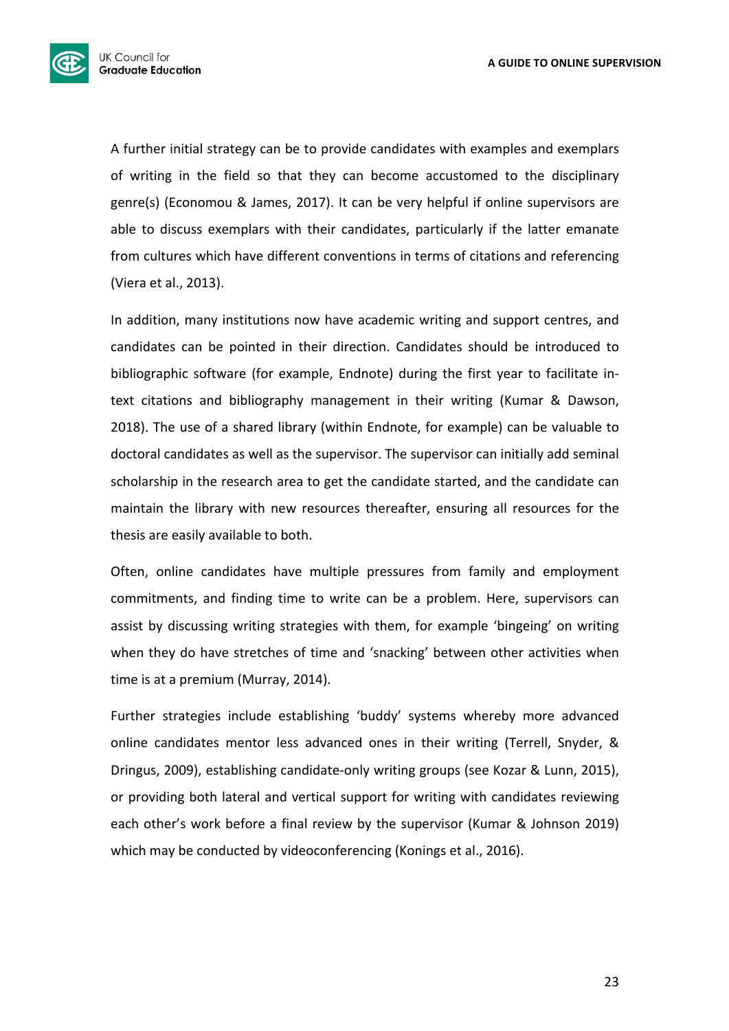A further initial strategy can be to provide candidates with examples and exemplars of writing in the field so that they can become accustomed to the disciplinary genre(s) (Economou & James, 2017). It can be very helpful if online supervisors are able to discuss exemplars with their candidates, particularly if the latter emanate from cultures which have different conventions in terms of citations and referencing (Viera et al., 2013).

In addition, many institutions now have academic writing and support centres, and candidates can be pointed in their direction. Candidates should be introduced to bibliographic software (for example, Endnote) during the first year to facilitate in-text citations and bibliography management in their writing (Kumar & Dawson, 2018). The use of a shared library (within Endnote, for example) can be valuable to doctoral candidates as well as the supervisor. The supervisor can initially add seminal scholarship in the research area to get the candidate started, and the candidate can maintain the library with new resources thereafter, ensuring all resources for the thesis are easily available to both.

Often, online candidates have multiple pressures from family and employment commitments, and finding time to write can be a problem. Here, supervisors can assist by discussing writing strategies with them, for example 'bingeing' on writing when they do have stretches of time and 'snacking' between other activities when time is at a premium (Murray, 2014).

Further strategies include establishing 'buddy' systems whereby more advanced online candidates mentor less advanced ones in their writing (Terrell, Snyder, & Dringus, 2009), establishing candidate-only writing groups (see Kozar & Lunn, 2015), or providing both lateral and vertical support for writing with candidates reviewing each other's work before a final review by the supervisor (Kumar & Johnson 2019) which may be conducted by videoconferencing (Konings et al., 2016).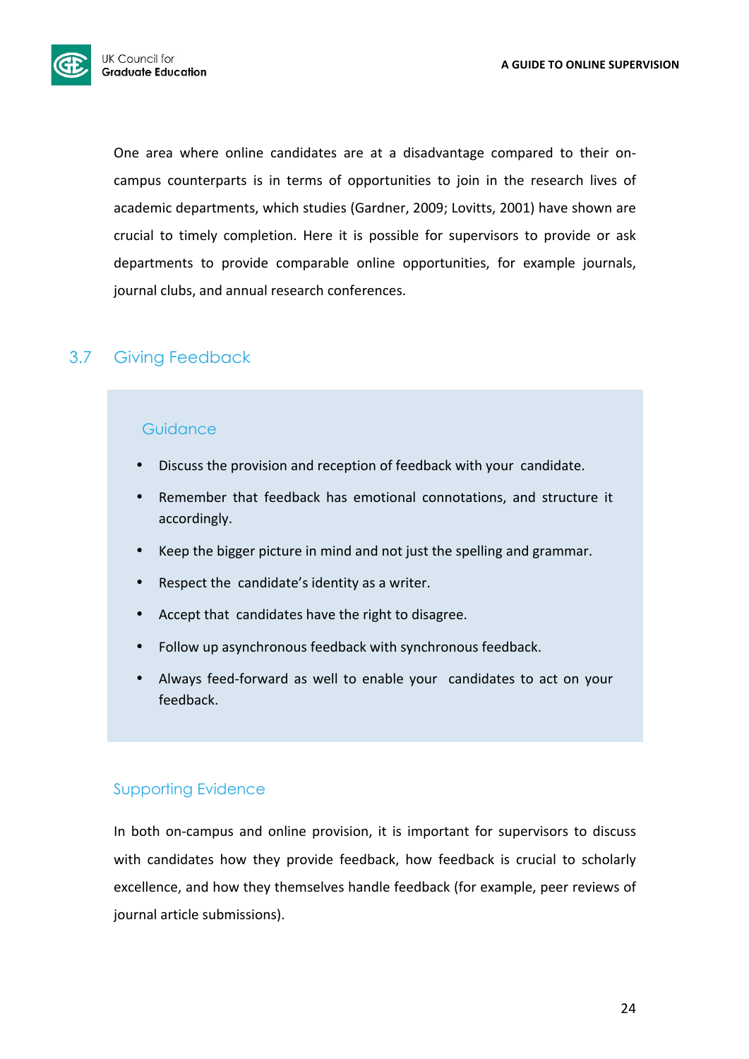One area where online candidates are at a disadvantage compared to their on-campus counterparts is in terms of opportunities to join in the research lives of academic departments, which studies (Gardner, 2009; Lovitts, 2001) have shown are crucial to timely completion. Here it is possible for supervisors to provide or ask departments to provide comparable online opportunities, for example journals, journal clubs, and annual research conferences.

## 3.7 Giving Feedback

### Guidance

- Discuss the provision and reception of feedback with your candidate.
- Remember that feedback has emotional connotations, and structure it accordingly.
- Keep the bigger picture in mind and not just the spelling and grammar.
- Respect the candidate's identity as a writer.
- Accept that candidates have the right to disagree.
- Follow up asynchronous feedback with synchronous feedback.
- Always feed-forward as well to enable your candidates to act on your feedback.

### Supporting Evidence

In both on-campus and online provision, it is important for supervisors to discuss with candidates how they provide feedback, how feedback is crucial to scholarly excellence, and how they themselves handle feedback (for example, peer reviews of journal article submissions).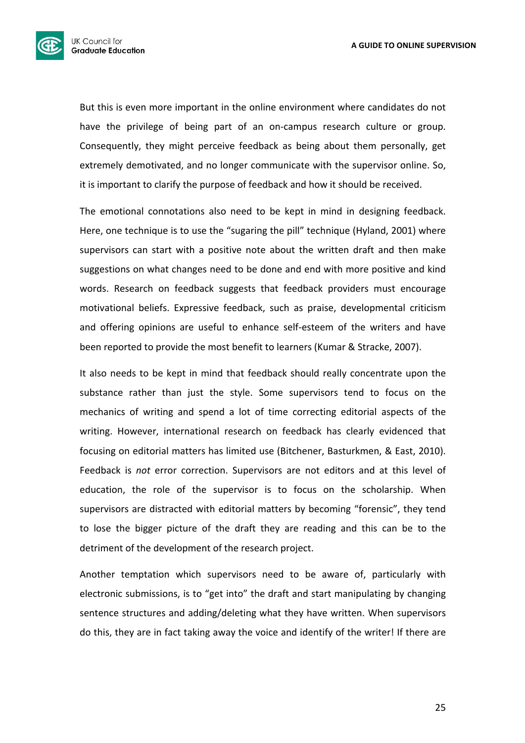But this is even more important in the online environment where candidates do not have the privilege of being part of an on-campus research culture or group. Consequently, they might perceive feedback as being about them personally, get extremely demotivated, and no longer communicate with the supervisor online. So, it is important to clarify the purpose of feedback and how it should be received.

The emotional connotations also need to be kept in mind in designing feedback. Here, one technique is to use the "sugaring the pill" technique (Hyland, 2001) where supervisors can start with a positive note about the written draft and then make suggestions on what changes need to be done and end with more positive and kind words. Research on feedback suggests that feedback providers must encourage motivational beliefs. Expressive feedback, such as praise, developmental criticism and offering opinions are useful to enhance self-esteem of the writers and have been reported to provide the most benefit to learners (Kumar & Stracke, 2007).

It also needs to be kept in mind that feedback should really concentrate upon the substance rather than just the style. Some supervisors tend to focus on the mechanics of writing and spend a lot of time correcting editorial aspects of the writing. However, international research on feedback has clearly evidenced that focusing on editorial matters has limited use (Bitchener, Basturkmen, & East, 2010). Feedback is *not* error correction. Supervisors are not editors and at this level of education, the role of the supervisor is to focus on the scholarship. When supervisors are distracted with editorial matters by becoming "forensic", they tend to lose the bigger picture of the draft they are reading and this can be to the detriment of the development of the research project.

Another temptation which supervisors need to be aware of, particularly with electronic submissions, is to "get into" the draft and start manipulating by changing sentence structures and adding/deleting what they have written. When supervisors do this, they are in fact taking away the voice and identify of the writer! If there are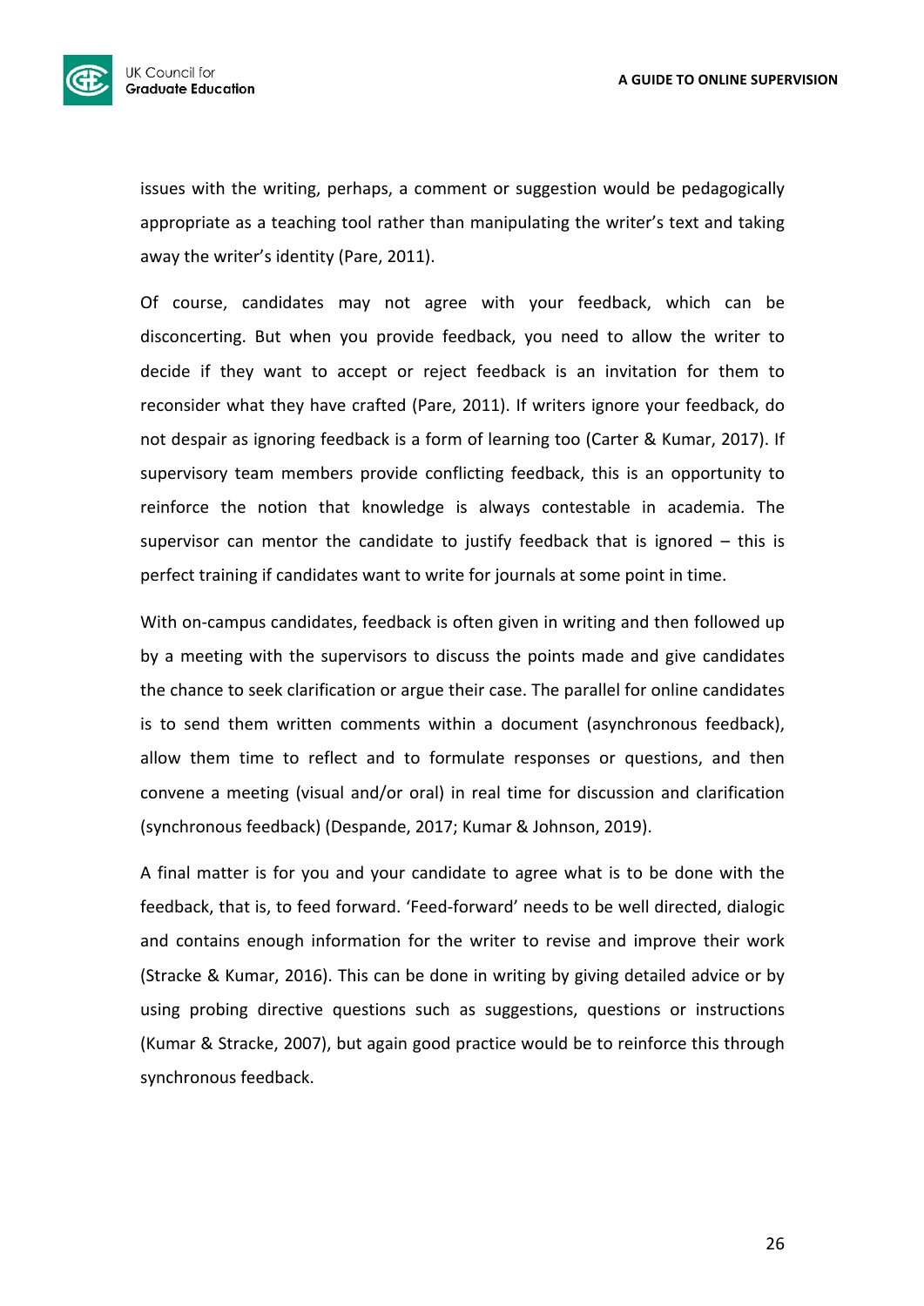issues with the writing, perhaps, a comment or suggestion would be pedagogically appropriate as a teaching tool rather than manipulating the writer's text and taking away the writer's identity (Pare, 2011).

Of course, candidates may not agree with your feedback, which can be disconcerting. But when you provide feedback, you need to allow the writer to decide if they want to accept or reject feedback is an invitation for them to reconsider what they have crafted (Pare, 2011). If writers ignore your feedback, do not despair as ignoring feedback is a form of learning too (Carter & Kumar, 2017). If supervisory team members provide conflicting feedback, this is an opportunity to reinforce the notion that knowledge is always contestable in academia. The supervisor can mentor the candidate to justify feedback that is ignored – this is perfect training if candidates want to write for journals at some point in time.

With on-campus candidates, feedback is often given in writing and then followed up by a meeting with the supervisors to discuss the points made and give candidates the chance to seek clarification or argue their case. The parallel for online candidates is to send them written comments within a document (asynchronous feedback), allow them time to reflect and to formulate responses or questions, and then convene a meeting (visual and/or oral) in real time for discussion and clarification (synchronous feedback) (Despande, 2017; Kumar & Johnson, 2019).

A final matter is for you and your candidate to agree what is to be done with the feedback, that is, to feed forward. 'Feed-forward' needs to be well directed, dialogic and contains enough information for the writer to revise and improve their work (Stracke & Kumar, 2016). This can be done in writing by giving detailed advice or by using probing directive questions such as suggestions, questions or instructions (Kumar & Stracke, 2007), but again good practice would be to reinforce this through synchronous feedback.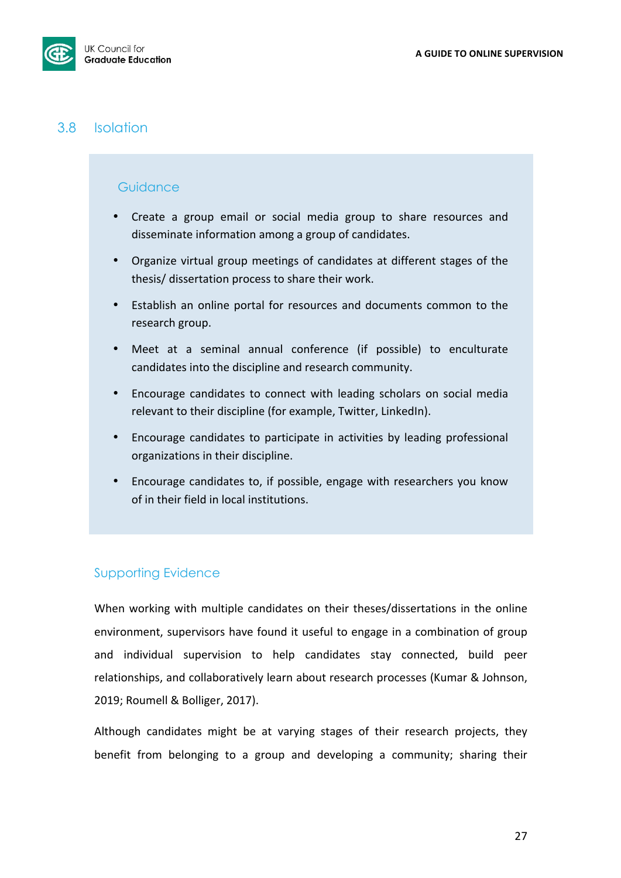## 3.8 Isolation

### Guidance

- Create a group email or social media group to share resources and disseminate information among a group of candidates.
- Organize virtual group meetings of candidates at different stages of the thesis/ dissertation process to share their work.
- Establish an online portal for resources and documents common to the research group.
- Meet at a seminal annual conference (if possible) to enculturate candidates into the discipline and research community.
- Encourage candidates to connect with leading scholars on social media relevant to their discipline (for example, Twitter, LinkedIn).
- Encourage candidates to participate in activities by leading professional organizations in their discipline.
- Encourage candidates to, if possible, engage with researchers you know of in their field in local institutions.

### Supporting Evidence

When working with multiple candidates on their theses/dissertations in the online environment, supervisors have found it useful to engage in a combination of group and individual supervision to help candidates stay connected, build peer relationships, and collaboratively learn about research processes (Kumar & Johnson, 2019; Roumell & Bolliger, 2017).

Although candidates might be at varying stages of their research projects, they benefit from belonging to a group and developing a community; sharing their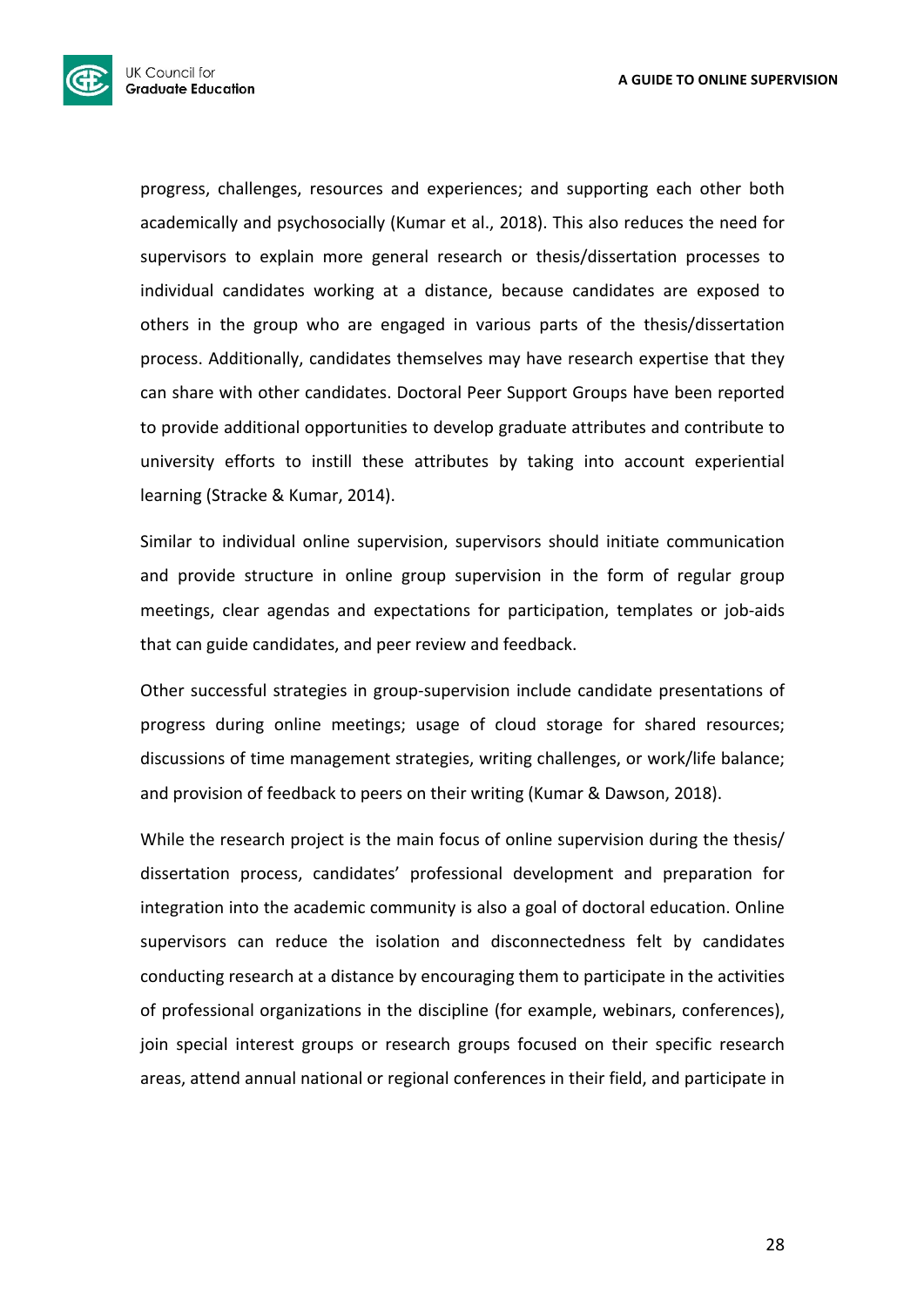progress, challenges, resources and experiences; and supporting each other both academically and psychosocially (Kumar et al., 2018). This also reduces the need for supervisors to explain more general research or thesis/dissertation processes to individual candidates working at a distance, because candidates are exposed to others in the group who are engaged in various parts of the thesis/dissertation process. Additionally, candidates themselves may have research expertise that they can share with other candidates. Doctoral Peer Support Groups have been reported to provide additional opportunities to develop graduate attributes and contribute to university efforts to instill these attributes by taking into account experiential learning (Stracke & Kumar, 2014).

Similar to individual online supervision, supervisors should initiate communication and provide structure in online group supervision in the form of regular group meetings, clear agendas and expectations for participation, templates or job-aids that can guide candidates, and peer review and feedback.

Other successful strategies in group-supervision include candidate presentations of progress during online meetings; usage of cloud storage for shared resources; discussions of time management strategies, writing challenges, or work/life balance; and provision of feedback to peers on their writing (Kumar & Dawson, 2018).

While the research project is the main focus of online supervision during the thesis/ dissertation process, candidates' professional development and preparation for integration into the academic community is also a goal of doctoral education. Online supervisors can reduce the isolation and disconnectedness felt by candidates conducting research at a distance by encouraging them to participate in the activities of professional organizations in the discipline (for example, webinars, conferences), join special interest groups or research groups focused on their specific research areas, attend annual national or regional conferences in their field, and participate in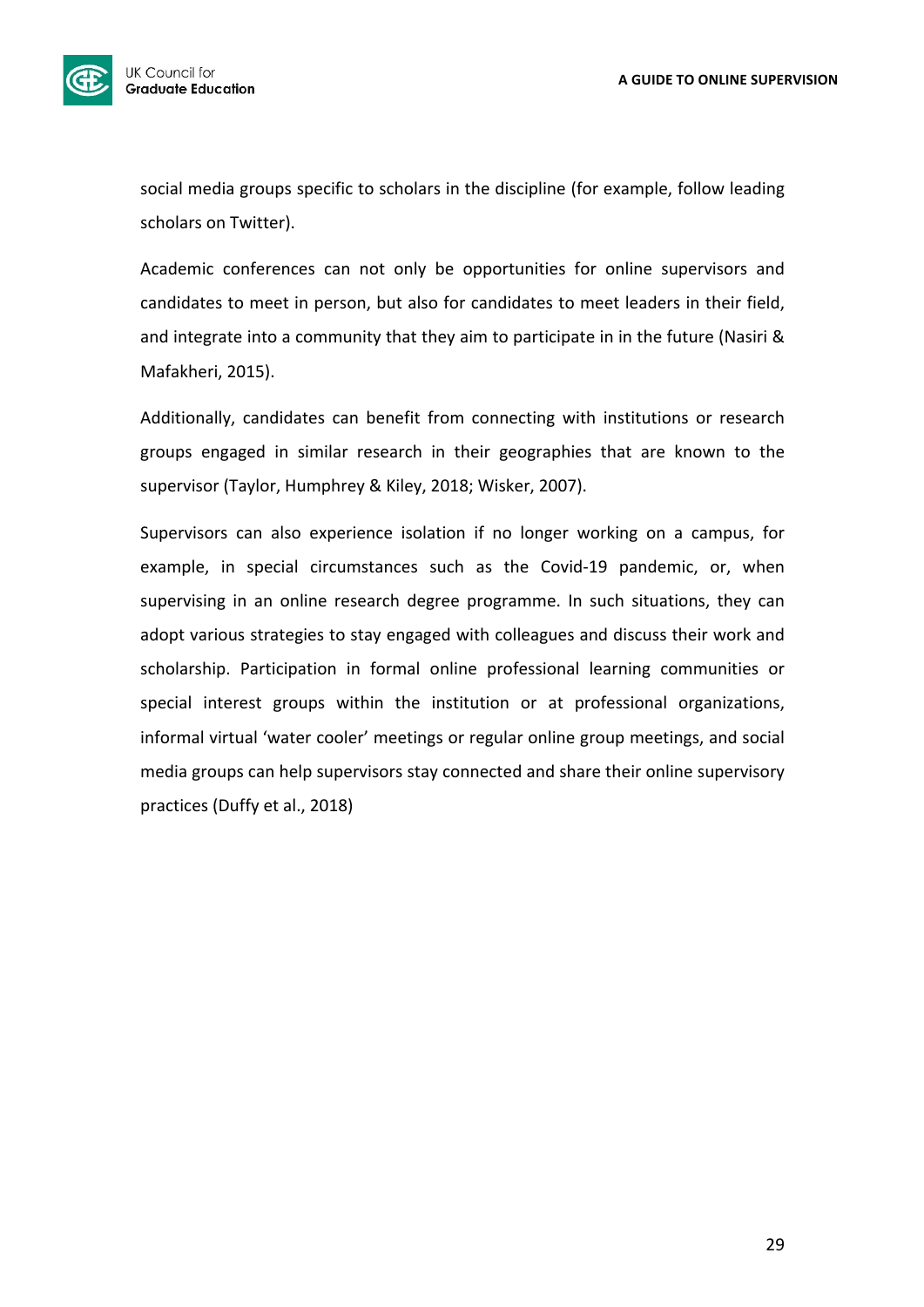social media groups specific to scholars in the discipline (for example, follow leading scholars on Twitter).

Academic conferences can not only be opportunities for online supervisors and candidates to meet in person, but also for candidates to meet leaders in their field, and integrate into a community that they aim to participate in in the future (Nasiri & Mafakheri, 2015).

Additionally, candidates can benefit from connecting with institutions or research groups engaged in similar research in their geographies that are known to the supervisor (Taylor, Humphrey & Kiley, 2018; Wisker, 2007).

Supervisors can also experience isolation if no longer working on a campus, for example, in special circumstances such as the Covid-19 pandemic, or, when supervising in an online research degree programme. In such situations, they can adopt various strategies to stay engaged with colleagues and discuss their work and scholarship. Participation in formal online professional learning communities or special interest groups within the institution or at professional organizations, informal virtual 'water cooler' meetings or regular online group meetings, and social media groups can help supervisors stay connected and share their online supervisory practices (Duffy et al., 2018)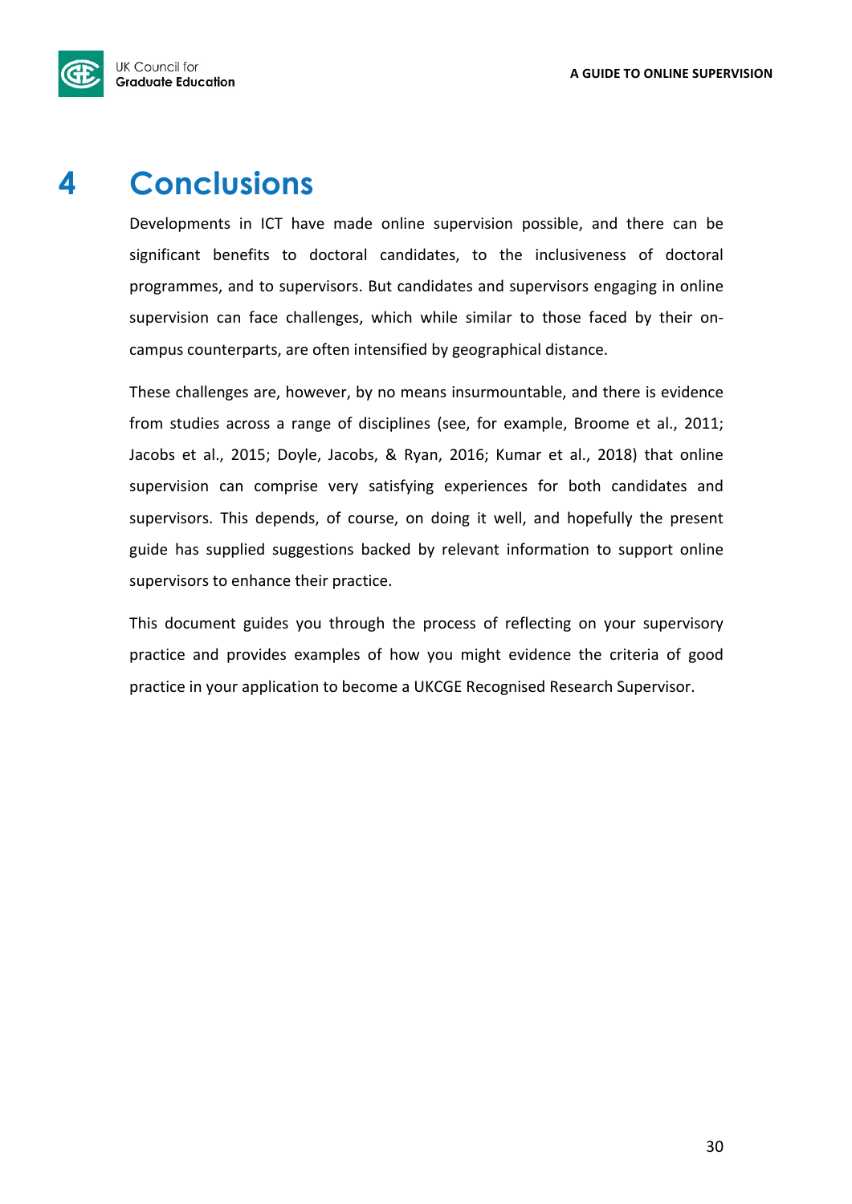# 4 Conclusions

Developments in ICT have made online supervision possible, and there can be significant benefits to doctoral candidates, to the inclusiveness of doctoral programmes, and to supervisors. But candidates and supervisors engaging in online supervision can face challenges, which while similar to those faced by their on-campus counterparts, are often intensified by geographical distance.

These challenges are, however, by no means insurmountable, and there is evidence from studies across a range of disciplines (see, for example, Broome et al., 2011; Jacobs et al., 2015; Doyle, Jacobs, & Ryan, 2016; Kumar et al., 2018) that online supervision can comprise very satisfying experiences for both candidates and supervisors. This depends, of course, on doing it well, and hopefully the present guide has supplied suggestions backed by relevant information to support online supervisors to enhance their practice.

This document guides you through the process of reflecting on your supervisory practice and provides examples of how you might evidence the criteria of good practice in your application to become a UKCGE Recognised Research Supervisor.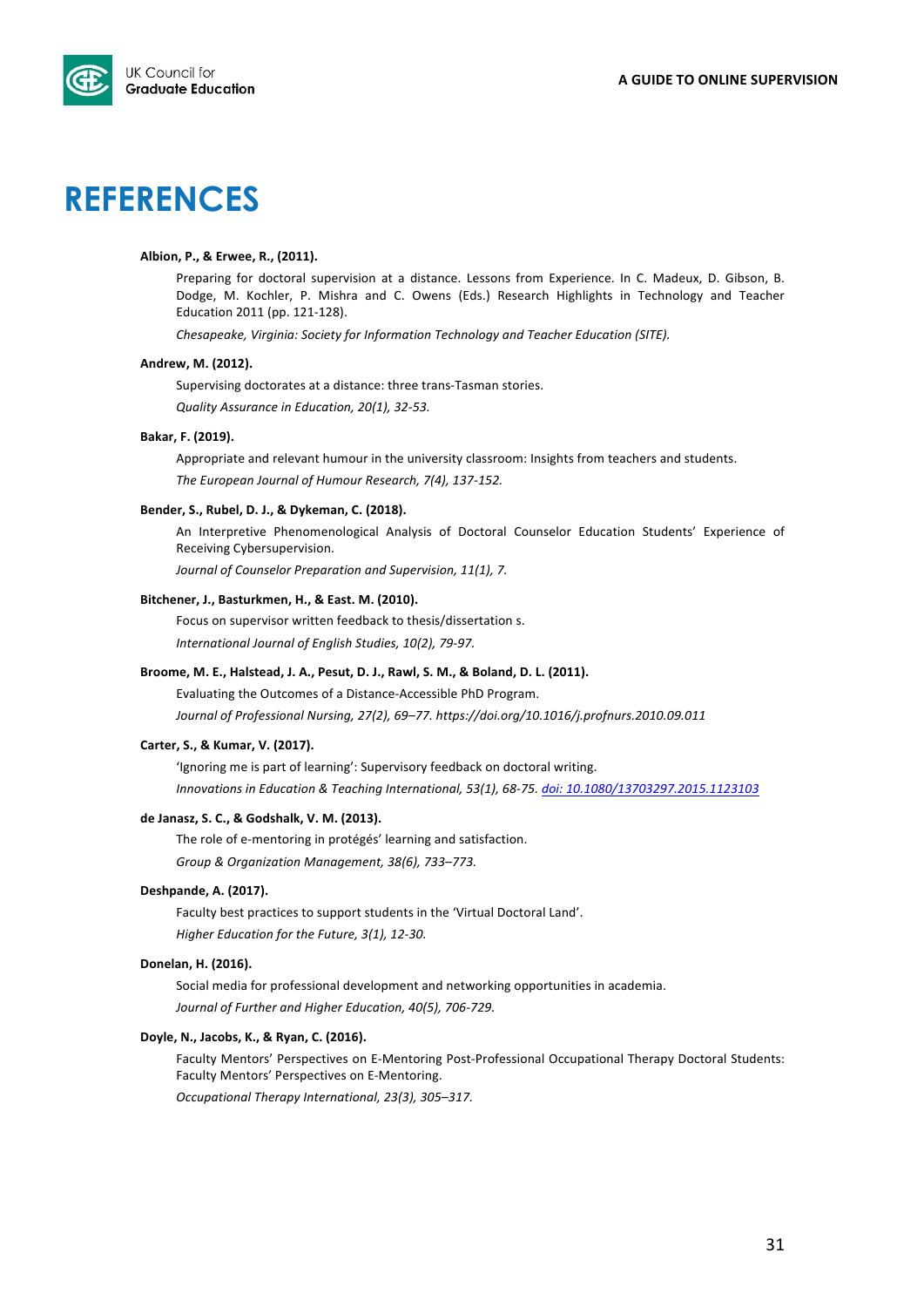# REFERENCES

**Albion, P., & Erwee, R., (2011).**

Preparing for doctoral supervision at a distance. Lessons from Experience. In C. Madeux, D. Gibson, B. Dodge, M. Kochler, P. Mishra and C. Owens (Eds.) Research Highlights in Technology and Teacher Education 2011 (pp. 121-128).

*Chesapeake, Virginia: Society for Information Technology and Teacher Education (SITE).*

**Andrew, M. (2012).**

Supervising doctorates at a distance: three trans-Tasman stories.

*Quality Assurance in Education, 20(1), 32-53.*

**Bakar, F. (2019).**

Appropriate and relevant humour in the university classroom: Insights from teachers and students.

*The European Journal of Humour Research, 7(4), 137-152.*

**Bender, S., Rubel, D. J., & Dykeman, C. (2018).**

An Interpretive Phenomenological Analysis of Doctoral Counselor Education Students' Experience of Receiving Cybersupervision.

*Journal of Counselor Preparation and Supervision, 11(1), 7.*

**Bitchener, J., Basturkmen, H., & East. M. (2010).**

Focus on supervisor written feedback to thesis/dissertation s.

*International Journal of English Studies, 10(2), 79-97.*

**Broome, M. E., Halstead, J. A., Pesut, D. J., Rawl, S. M., & Boland, D. L. (2011).**

Evaluating the Outcomes of a Distance-Accessible PhD Program.

*Journal of Professional Nursing, 27(2), 69–77. https://doi.org/10.1016/j.profnurs.2010.09.011*

**Carter, S., & Kumar, V. (2017).**

'Ignoring me is part of learning': Supervisory feedback on doctoral writing.

*Innovations in Education & Teaching International, 53(1), 68-75. doi: 10.1080/13703297.2015.1123103*

**de Janasz, S. C., & Godshalk, V. M. (2013).**

The role of e-mentoring in protégés' learning and satisfaction.

*Group & Organization Management, 38(6), 733–773.*

**Deshpande, A. (2017).**

Faculty best practices to support students in the 'Virtual Doctoral Land'.

*Higher Education for the Future, 3(1), 12-30.*

**Donelan, H. (2016).**

Social media for professional development and networking opportunities in academia.

*Journal of Further and Higher Education, 40(5), 706-729.*

**Doyle, N., Jacobs, K., & Ryan, C. (2016).**

Faculty Mentors' Perspectives on E-Mentoring Post-Professional Occupational Therapy Doctoral Students: Faculty Mentors' Perspectives on E-Mentoring.

*Occupational Therapy International, 23(3), 305–317.*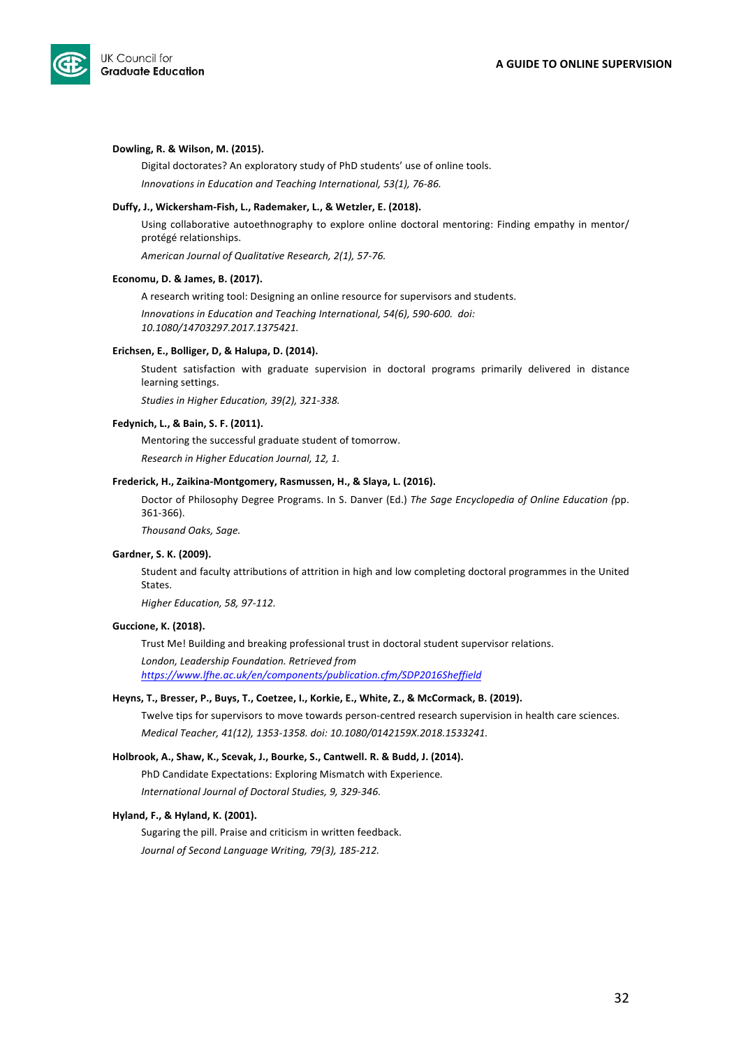**Dowling, R. & Wilson, M. (2015).**

Digital doctorates? An exploratory study of PhD students' use of online tools.

*Innovations in Education and Teaching International, 53(1), 76-86.*

**Duffy, J., Wickersham-Fish, L., Rademaker, L., & Wetzler, E. (2018).**

Using collaborative autoethnography to explore online doctoral mentoring: Finding empathy in mentor/ protégé relationships.

*American Journal of Qualitative Research, 2(1), 57-76.*

**Economu, D. & James, B. (2017).**

A research writing tool: Designing an online resource for supervisors and students.

*Innovations in Education and Teaching International, 54(6), 590-600. doi: 10.1080/14703297.2017.1375421.*

**Erichsen, E., Bolliger, D, & Halupa, D. (2014).**

Student satisfaction with graduate supervision in doctoral programs primarily delivered in distance learning settings.

*Studies in Higher Education, 39(2), 321-338.*

**Fedynich, L., & Bain, S. F. (2011).**

Mentoring the successful graduate student of tomorrow.

*Research in Higher Education Journal, 12, 1.*

**Frederick, H., Zaikina-Montgomery, Rasmussen, H., & Slaya, L. (2016).**

Doctor of Philosophy Degree Programs. In S. Danver (Ed.) *The Sage Encyclopedia of Online Education (*pp. 361-366).

*Thousand Oaks, Sage.*

**Gardner, S. K. (2009).**

Student and faculty attributions of attrition in high and low completing doctoral programmes in the United States.

*Higher Education, 58, 97-112.*

**Guccione, K. (2018).**

Trust Me! Building and breaking professional trust in doctoral student supervisor relations.

*London, Leadership Foundation. Retrieved from [https://www.lfhe.ac.uk/en/components/publication.cfm/SDP2016Sheffield](https://www.lfhe.ac.uk/en/components/publication.cfm/SDP2016Sheffield)*

**Heyns, T., Bresser, P., Buys, T., Coetzee, I., Korkie, E., White, Z., & McCormack, B. (2019).**

Twelve tips for supervisors to move towards person-centred research supervision in health care sciences.

*Medical Teacher, 41(12), 1353-1358. doi: 10.1080/0142159X.2018.1533241.*

**Holbrook, A., Shaw, K., Scevak, J., Bourke, S., Cantwell. R. & Budd, J. (2014).**

PhD Candidate Expectations: Exploring Mismatch with Experience.

*International Journal of Doctoral Studies, 9, 329-346.*

**Hyland, F., & Hyland, K. (2001).**

Sugaring the pill. Praise and criticism in written feedback.

*Journal of Second Language Writing, 79(3), 185-212.*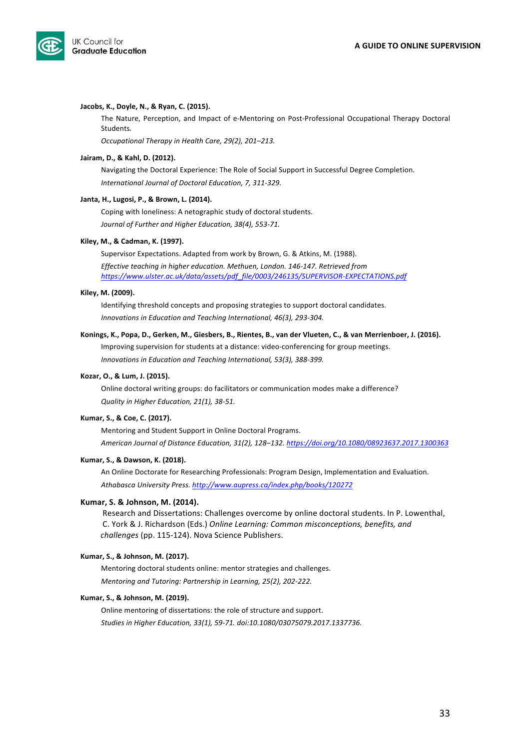**Jacobs, K., Doyle, N., & Ryan, C. (2015).**

The Nature, Perception, and Impact of e-Mentoring on Post-Professional Occupational Therapy Doctoral Students.

*Occupational Therapy in Health Care, 29(2), 201–213.*

**Jairam, D., & Kahl, D. (2012).**

Navigating the Doctoral Experience: The Role of Social Support in Successful Degree Completion.

*International Journal of Doctoral Education, 7, 311-329.*

**Janta, H., Lugosi, P., & Brown, L. (2014).**

Coping with loneliness: A netographic study of doctoral students.

*Journal of Further and Higher Education, 38(4), 553-71.*

**Kiley, M., & Cadman, K. (1997).**

Supervisor Expectations. Adapted from work by Brown, G. & Atkins, M. (1988).

*Effective teaching in higher education. Methuen, London. 146-147. Retrieved from* *https://www.ulster.ac.uk/data/assets/pdf_file/0003/246135/SUPERVISOR-EXPECTATIONS.pdf*

**Kiley, M. (2009).**

Identifying threshold concepts and proposing strategies to support doctoral candidates.

*Innovations in Education and Teaching International, 46(3), 293-304.*

**Konings, K., Popa, D., Gerken, M., Giesbers, B., Rientes, B., van der Vlueten, C., & van Merrienboer, J. (2016).**

Improving supervision for students at a distance: video-conferencing for group meetings.

*Innovations in Education and Teaching International, 53(3), 388-399.*

**Kozar, O., & Lum, J. (2015).**

Online doctoral writing groups: do facilitators or communication modes make a difference?

*Quality in Higher Education, 21(1), 38-51.*

**Kumar, S., & Coe, C. (2017).**

Mentoring and Student Support in Online Doctoral Programs.

*American Journal of Distance Education, 31(2), 128–132. https://doi.org/10.1080/08923637.2017.1300363*

**Kumar, S., & Dawson, K. (2018).**

An Online Doctorate for Researching Professionals: Program Design, Implementation and Evaluation.

*Athabasca University Press. http://www.aupress.ca/index.php/books/120272*

**Kumar, S. & Johnson, M. (2014).**

Research and Dissertations: Challenges overcome by online doctoral students. In P. Lowenthal, C. York & J. Richardson (Eds.) *Online Learning: Common misconceptions, benefits, and challenges* (pp. 115-124). Nova Science Publishers.

**Kumar, S., & Johnson, M. (2017).**

Mentoring doctoral students online: mentor strategies and challenges.

*Mentoring and Tutoring: Partnership in Learning, 25(2), 202-222.*

**Kumar, S., & Johnson, M. (2019).**

Online mentoring of dissertations: the role of structure and support.

*Studies in Higher Education, 33(1), 59-71. doi:10.1080/03075079.2017.1337736.*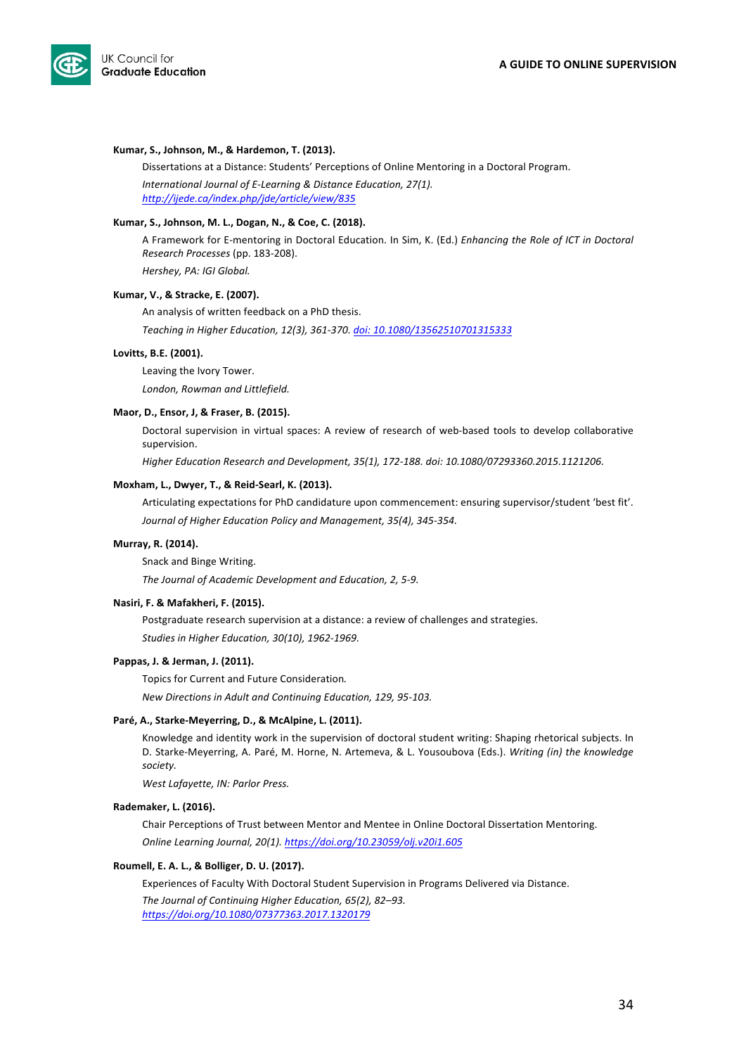**Kumar, S., Johnson, M., & Hardemon, T. (2013).**

Dissertations at a Distance: Students' Perceptions of Online Mentoring in a Doctoral Program.

*International Journal of E-Learning & Distance Education, 27(1).*
[http://ijede.ca/index.php/jde/article/view/835](http://ijede.ca/index.php/jde/article/view/835)

**Kumar, S., Johnson, M. L., Dogan, N., & Coe, C. (2018).**

A Framework for E-mentoring in Doctoral Education. In Sim, K. (Ed.) *Enhancing the Role of ICT in Doctoral Research Processes* (pp. 183-208).

*Hershey, PA: IGI Global.*

**Kumar, V., & Stracke, E. (2007).**

An analysis of written feedback on a PhD thesis.

*Teaching in Higher Education, 12(3), 361-370.* [doi: 10.1080/13562510701315333](https://doi.org/10.1080/13562510701315333)

**Lovitts, B.E. (2001).**

Leaving the Ivory Tower.

*London, Rowman and Littlefield.*

**Maor, D., Ensor, J, & Fraser, B. (2015).**

Doctoral supervision in virtual spaces: A review of research of web-based tools to develop collaborative supervision.

*Higher Education Research and Development, 35(1), 172-188. doi: 10.1080/07293360.2015.1121206.*

**Moxham, L., Dwyer, T., & Reid-Searl, K. (2013).**

Articulating expectations for PhD candidature upon commencement: ensuring supervisor/student 'best fit'.

*Journal of Higher Education Policy and Management, 35(4), 345-354.*

**Murray, R. (2014).**

Snack and Binge Writing.

*The Journal of Academic Development and Education, 2, 5-9.*

**Nasiri, F. & Mafakheri, F. (2015).**

Postgraduate research supervision at a distance: a review of challenges and strategies.

*Studies in Higher Education, 30(10), 1962-1969.*

**Pappas, J. & Jerman, J. (2011).**

Topics for Current and Future Consideration.

*New Directions in Adult and Continuing Education, 129, 95-103.*

**Paré, A., Starke-Meyerring, D., & McAlpine, L. (2011).**

Knowledge and identity work in the supervision of doctoral student writing: Shaping rhetorical subjects. In D. Starke-Meyerring, A. Paré, M. Horne, N. Artemeva, & L. Yousoubova (Eds.). *Writing (in) the knowledge society.*

*West Lafayette, IN: Parlor Press.*

**Rademaker, L. (2016).**

Chair Perceptions of Trust between Mentor and Mentee in Online Doctoral Dissertation Mentoring.

*Online Learning Journal, 20(1).* [https://doi.org/10.23059/olj.v20i1.605](https://doi.org/10.23059/olj.v20i1.605)

**Roumell, E. A. L., & Bolliger, D. U. (2017).**

Experiences of Faculty With Doctoral Student Supervision in Programs Delivered via Distance.

*The Journal of Continuing Higher Education, 65(2), 82–93.*
[https://doi.org/10.1080/07377363.2017.1320179](https://doi.org/10.1080/07377363.2017.1320179)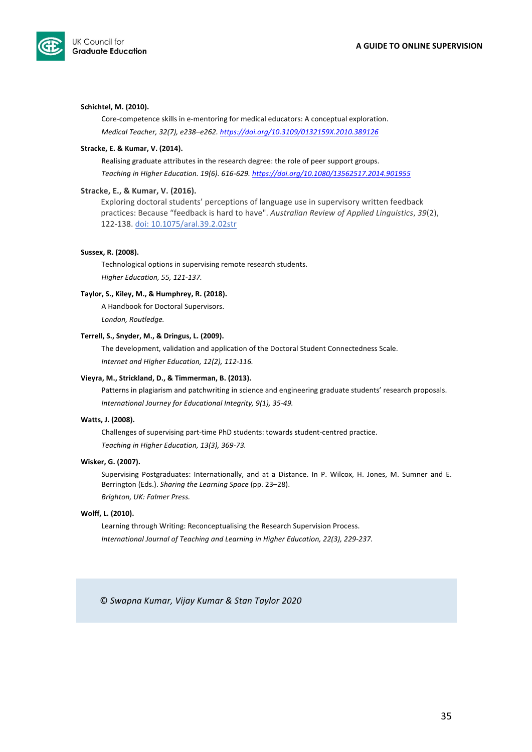**Schichtel, M. (2010).**

Core-competence skills in e-mentoring for medical educators: A conceptual exploration.

*Medical Teacher, 32(7), e238–e262.* *https://doi.org/10.3109/0132159X.2010.389126*

**Stracke, E. & Kumar, V. (2014).**

Realising graduate attributes in the research degree: the role of peer support groups.

*Teaching in Higher Education. 19(6). 616-629.* *https://doi.org/10.1080/13562517.2014.901955*

**Stracke, E., & Kumar, V. (2016).**

Exploring doctoral students' perceptions of language use in supervisory written feedback practices: Because "feedback is hard to have". *Australian Review of Applied Linguistics*, *39*(2), 122-138. doi: 10.1075/aral.39.2.02str

**Sussex, R. (2008).**

Technological options in supervising remote research students.

*Higher Education, 55, 121-137.*

**Taylor, S., Kiley, M., & Humphrey, R. (2018).**

A Handbook for Doctoral Supervisors.

*London, Routledge.*

**Terrell, S., Snyder, M., & Dringus, L. (2009).**

The development, validation and application of the Doctoral Student Connectedness Scale.

*Internet and Higher Education, 12(2), 112-116.*

**Vieyra, M., Strickland, D., & Timmerman, B. (2013).**

Patterns in plagiarism and patchwriting in science and engineering graduate students' research proposals.

*International Journey for Educational Integrity, 9(1), 35-49.*

**Watts, J. (2008).**

Challenges of supervising part-time PhD students: towards student-centred practice.

*Teaching in Higher Education, 13(3), 369-73.*

**Wisker, G. (2007).**

Supervising Postgraduates: Internationally, and at a Distance. In P. Wilcox, H. Jones, M. Sumner and E. Berrington (Eds.). *Sharing the Learning Space* (pp. 23–28).

*Brighton, UK: Falmer Press.*

**Wolff, L. (2010).**

Learning through Writing: Reconceptualising the Research Supervision Process.

*International Journal of Teaching and Learning in Higher Education, 22(3), 229-237.*

*© Swapna Kumar, Vijay Kumar & Stan Taylor 2020*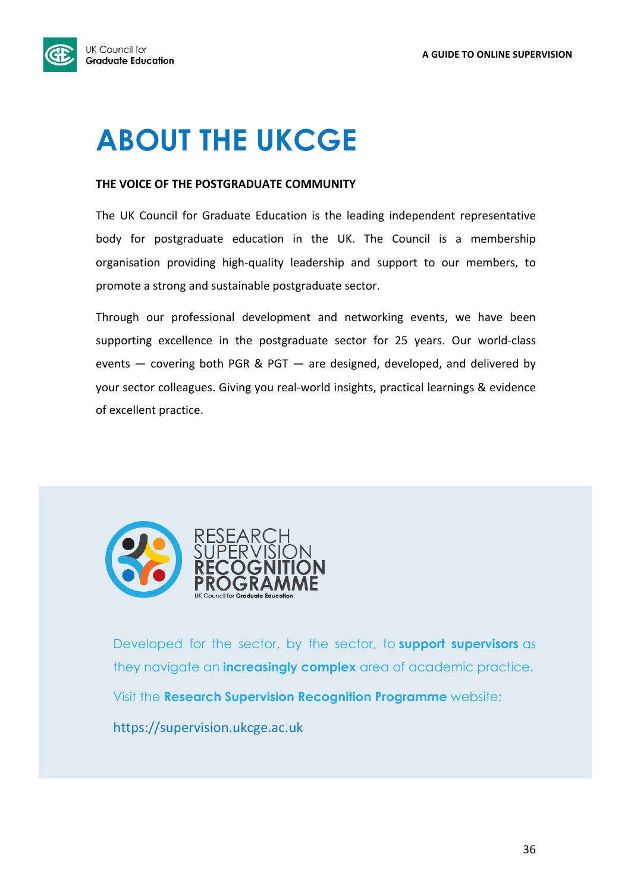# ABOUT THE UKCGE

**THE VOICE OF THE POSTGRADUATE COMMUNITY**

The UK Council for Graduate Education is the leading independent representative body for postgraduate education in the UK. The Council is a membership organisation providing high-quality leadership and support to our members, to promote a strong and sustainable postgraduate sector.

Through our professional development and networking events, we have been supporting excellence in the postgraduate sector for 25 years. Our world-class events — covering both PGR & PGT — are designed, developed, and delivered by your sector colleagues. Giving you real-world insights, practical learnings & evidence of excellent practice.

RESEARCH SUPERVISION **RECOGNITION PROGRAMME**
UK Council for **Graduate Education**

Developed for the sector, by the sector, to **support supervisors** as they navigate an **increasingly complex** area of academic practice.

Visit the **Research Supervision Recognition Programme** website:

https://supervision.ukcge.ac.uk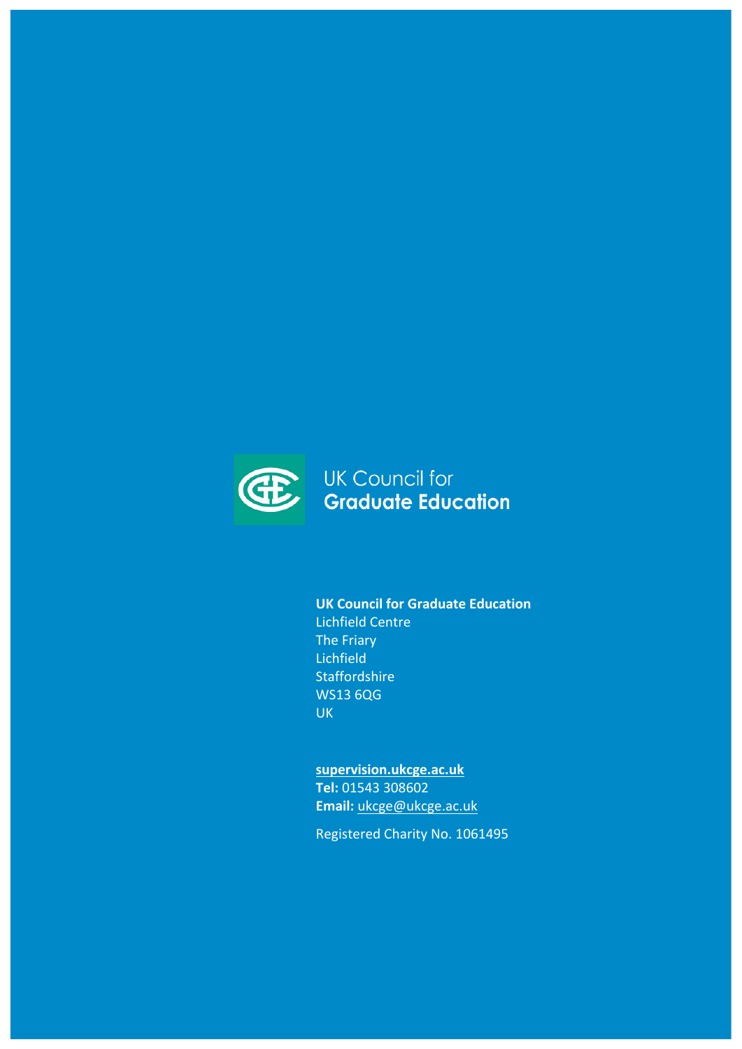UK Council for
**Graduate Education**

**UK Council for Graduate Education**
Lichfield Centre
The Friary
Lichfield
Staffordshire
WS13 6QG
UK

**supervision.ukcge.ac.uk**
**Tel:** 01543 308602
**Email:** ukcge@ukcge.ac.uk

Registered Charity No. 1061495